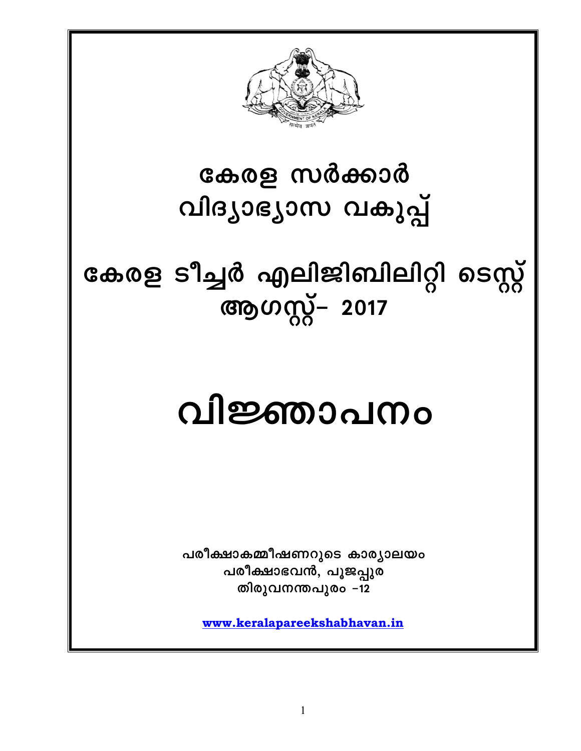# കേരള സർക്കാർ
# വിദ്യാഭ്യാസ വകുപ്പ്

# കേരള ടീച്ചർ എലിജിബിലിറ്റി ടെസ്റ്റ്
# ആഗസ്റ്റ്– 2017

# വിജ്ഞാപനം

**പരീക്ഷാകമ്മീഷണറുടെ കാര്യാലയം**
**പരീക്ഷാഭവൻ, പൂജപ്പുര**
**തിരുവനന്തപുരം –12**

**www.keralapareekshabhavan.in**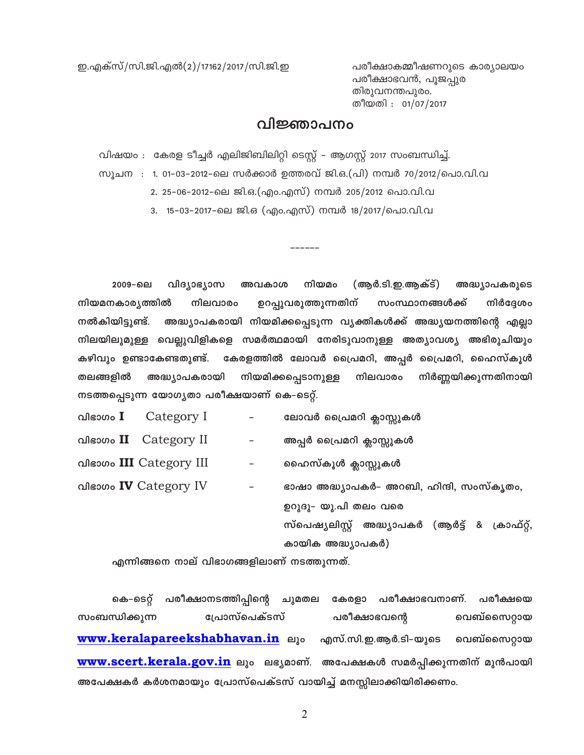ഇ.എക്സ്/സി.ജി.എൽ(2)/17162/2017/സി.ജി.ഇ

പരീക്ഷാകമ്മീഷണറുടെ കാര്യാലയം
പരീക്ഷാഭവൻ, പൂജപ്പുര
തിരുവനന്തപുരം.
തീയതി : 01/07/2017

# വിജ്ഞാപനം

വിഷയം : കേരള ടീച്ചർ എലിജിബിലിറ്റി ടെസ്റ്റ് - ആഗസ്റ്റ് 2017 സംബന്ധിച്ച്.

സൂചന : 1. 01-03-2012-ലെ സർക്കാർ ഉത്തരവ് ജി.ഒ.(പി) നമ്പർ 70/2012/പൊ.വി.വ
2. 25-06-2012-ലെ ജി.ഒ.(എം.എസ്) നമ്പർ 205/2012 പൊ.വി.വ
3. 15-03-2017-ലെ ജി.ഒ (എം.എസ്) നമ്പർ 18/2017/പൊ.വി.വ

------

2009-ലെ വിദ്യാഭ്യാസ അവകാശ നിയമം (ആർ.ടി.ഇ.ആക്ട്) അദ്ധ്യാപകരുടെ നിയമനകാര്യത്തിൽ നിലവാരം ഉറപ്പുവരുത്തുന്നതിന് സംസ്ഥാനങ്ങൾക്ക് നിർദ്ദേശം നൽകിയിട്ടുണ്ട്. അദ്ധ്യാപകരായി നിയമിക്കപ്പെടുന്ന വ്യക്തികൾക്ക് അദ്ധ്യയനത്തിന്റെ എല്ലാ നിലയിലുമുള്ള വെല്ലുവിളികളെ സമർത്ഥമായി നേരിടുവാനുള്ള അത്യാവശ്യ അഭിരുചിയും കഴിവും ഉണ്ടാകേണ്ടതുണ്ട്. കേരളത്തിൽ ലോവർ പ്രൈമറി, അപ്പർ പ്രൈമറി, ഹൈസ്കൂൾ തലങ്ങളിൽ അദ്ധ്യാപകരായി നിയമിക്കപ്പെടാനുള്ള നിലവാരം നിർണ്ണയിക്കുന്നതിനായി നടത്തപ്പെടുന്ന യോഗ്യതാ പരീക്ഷയാണ് കെ-ടെറ്റ്.

വിഭാഗം **I** Category I - ലോവർ പ്രൈമറി ക്ലാസ്സുകൾ

വിഭാഗം **II** Category II - അപ്പർ പ്രൈമറി ക്ലാസ്സുകൾ

വിഭാഗം **III** Category III - ഹൈസ്കൂൾ ക്ലാസ്സുകൾ

വിഭാഗം **IV** Category IV - ഭാഷാ അദ്ധ്യാപകർ- അറബി, ഹിന്ദി, സംസ്കൃതം, ഉറുദു- യു.പി തലം വരെ
സ്പെഷ്യലിസ്റ്റ് അദ്ധ്യാപകർ (ആർട്ട് & ക്രാഫ്റ്റ്, കായിക അദ്ധ്യാപകർ)

എന്നിങ്ങനെ നാല് വിഭാഗങ്ങളിലാണ് നടത്തുന്നത്.

കെ-ടെറ്റ് പരീക്ഷാനടത്തിപ്പിന്റെ ചുമതല കേരളാ പരീക്ഷാഭവനാണ്. പരീക്ഷയെ സംബന്ധിക്കുന്ന പ്രോസ്പെക്ടസ് പരീക്ഷാഭവന്റെ വെബ്സൈറ്റായ **www.keralapareekshabhavan.in** ലും എസ്.സി.ഇ.ആർ.ടി-യുടെ വെബ്സൈറ്റായ **www.scert.kerala.gov.in** ലും ലഭ്യമാണ്. അപേക്ഷകൾ സമർപ്പിക്കുന്നതിന് മുൻപായി അപേക്ഷകർ കർശനമായും പ്രോസ്പെക്ടസ് വായിച്ച് മനസ്സിലാക്കിയിരിക്കണം.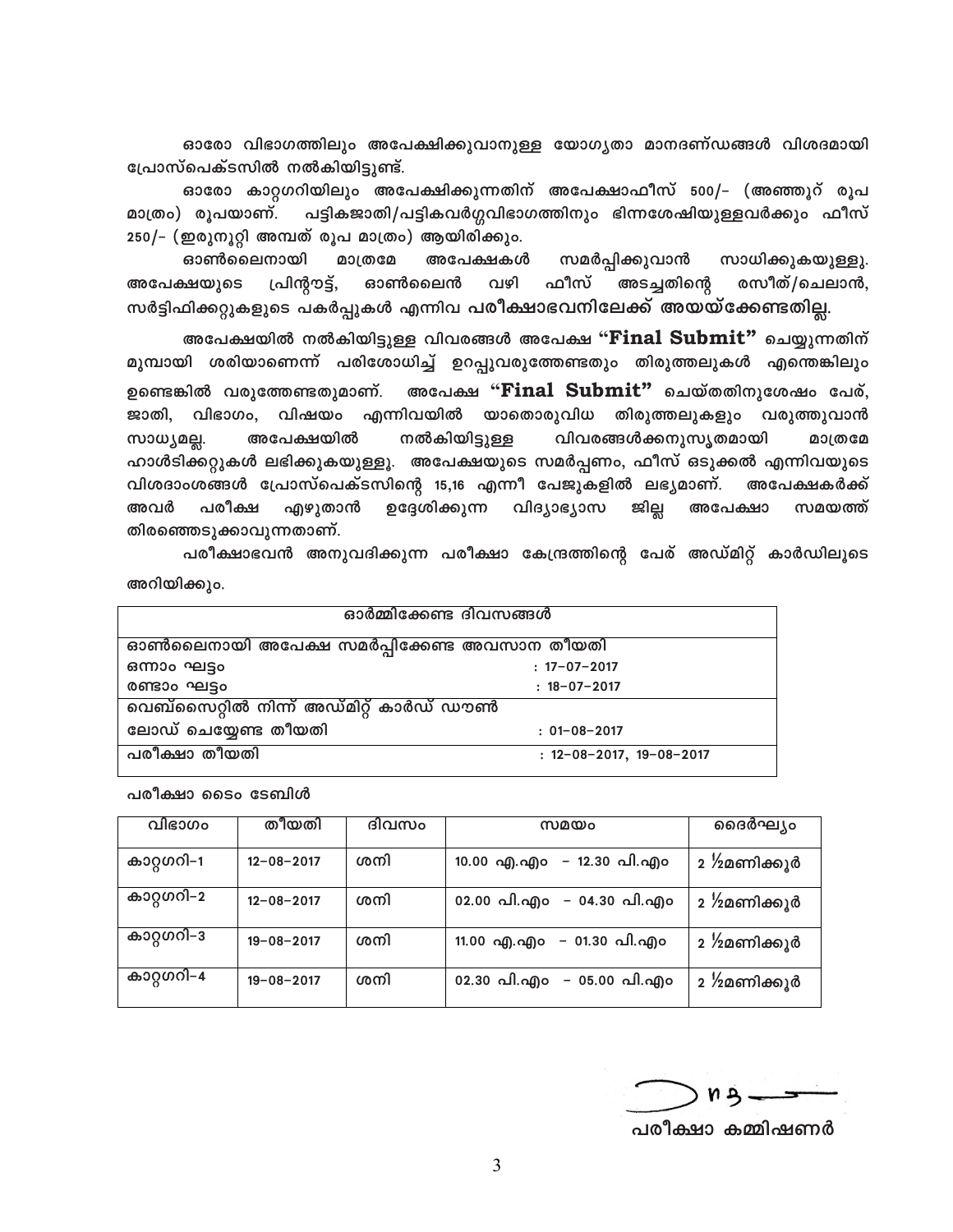ഓരോ വിഭാഗത്തിലും അപേക്ഷിക്കുവാനുള്ള യോഗ്യതാ മാനദണ്ഡങ്ങൾ വിശദമായി പ്രോസ്പെക്ടസിൽ നൽകിയിട്ടുണ്ട്.

ഓരോ കാറ്റഗറിയിലും അപേക്ഷിക്കുന്നതിന് അപേക്ഷാഫീസ് 500/- (അഞ്ഞൂറ് രൂപ മാത്രം) രൂപയാണ്. പട്ടികജാതി/പട്ടികവർഗ്ഗവിഭാഗത്തിനും ഭിന്നശേഷിയുള്ളവർക്കും ഫീസ് 250/- (ഇരുനൂറ്റി അമ്പത് രൂപ മാത്രം) ആയിരിക്കും.

ഓൺലൈനായി മാത്രമേ അപേക്ഷകൾ സമർപ്പിക്കുവാൻ സാധിക്കുകയുള്ളു. അപേക്ഷയുടെ പ്രിന്റൗട്ട്, ഓൺലൈൻ വഴി ഫീസ് അടച്ചതിന്റെ രസീത്/ചെലാൻ, സർട്ടിഫിക്കറ്റുകളുടെ പകർപ്പുകൾ എന്നിവ **പരീക്ഷാഭവനിലേക്ക് അയയ്ക്കേണ്ടതില്ല.**

അപേക്ഷയിൽ നൽകിയിട്ടുള്ള വിവരങ്ങൾ അപേക്ഷ **"Final Submit"** ചെയ്യുന്നതിന് മുമ്പായി ശരിയാണെന്ന് പരിശോധിച്ച് ഉറപ്പുവരുത്തേണ്ടതും തിരുത്തലുകൾ എന്തെങ്കിലും ഉണ്ടെങ്കിൽ വരുത്തേണ്ടതുമാണ്. അപേക്ഷ **"Final Submit"** ചെയ്തതിനുശേഷം പേര്, ജാതി, വിഭാഗം, വിഷയം എന്നിവയിൽ യാതൊരുവിധ തിരുത്തലുകളും വരുത്തുവാൻ സാധ്യമല്ല. അപേക്ഷയിൽ നൽകിയിട്ടുള്ള വിവരങ്ങൾക്കനുസൃതമായി മാത്രമേ ഹാൾടിക്കറ്റുകൾ ലഭിക്കുകയുള്ളൂ. അപേക്ഷയുടെ സമർപ്പണം, ഫീസ് ഒടുക്കൽ എന്നിവയുടെ വിശദാംശങ്ങൾ പ്രോസ്പെക്ടസിന്റെ 15,16 എന്നീ പേജുകളിൽ ലഭ്യമാണ്. അപേക്ഷകർക്ക് അവർ പരീക്ഷ എഴുതാൻ ഉദ്ദേശിക്കുന്ന വിദ്യാഭ്യാസ ജില്ല അപേക്ഷാ സമയത്ത് തിരഞ്ഞെടുക്കാവുന്നതാണ്.

പരീക്ഷാഭവൻ അനുവദിക്കുന്ന പരീക്ഷാ കേന്ദ്രത്തിന്റെ പേര് അഡ്മിറ്റ് കാർഡിലൂടെ അറിയിക്കും.

| ഓർമ്മിക്കേണ്ട ദിവസങ്ങൾ | |
|---|---|
| ഓൺലൈനായി അപേക്ഷ സമർപ്പിക്കേണ്ട അവസാന തീയതി | |
| ഒന്നാം ഘട്ടം | : 17-07-2017 |
| രണ്ടാം ഘട്ടം | : 18-07-2017 |
| വെബ്സൈറ്റിൽ നിന്ന് അഡ്മിറ്റ് കാർഡ് ഡൗൺ ലോഡ് ചെയ്യേണ്ട തീയതി | : 01-08-2017 |
| പരീക്ഷാ തീയതി | : 12-08-2017, 19-08-2017 |

പരീക്ഷാ ടൈം ടേബിൾ

| വിഭാഗം | തീയതി | ദിവസം | സമയം | ദൈർഘ്യം |
|---|---|---|---|---|
| കാറ്റഗറി-1 | 12-08-2017 | ശനി | 10.00 എ.എം - 12.30 പി.എം | 2 ½മണിക്കൂർ |
| കാറ്റഗറി-2 | 12-08-2017 | ശനി | 02.00 പി.എം - 04.30 പി.എം | 2 ½മണിക്കൂർ |
| കാറ്റഗറി-3 | 19-08-2017 | ശനി | 11.00 എ.എം - 01.30 പി.എം | 2 ½മണിക്കൂർ |
| കാറ്റഗറി-4 | 19-08-2017 | ശനി | 02.30 പി.എം - 05.00 പി.എം | 2 ½മണിക്കൂർ |

പരീക്ഷാ കമ്മിഷണർ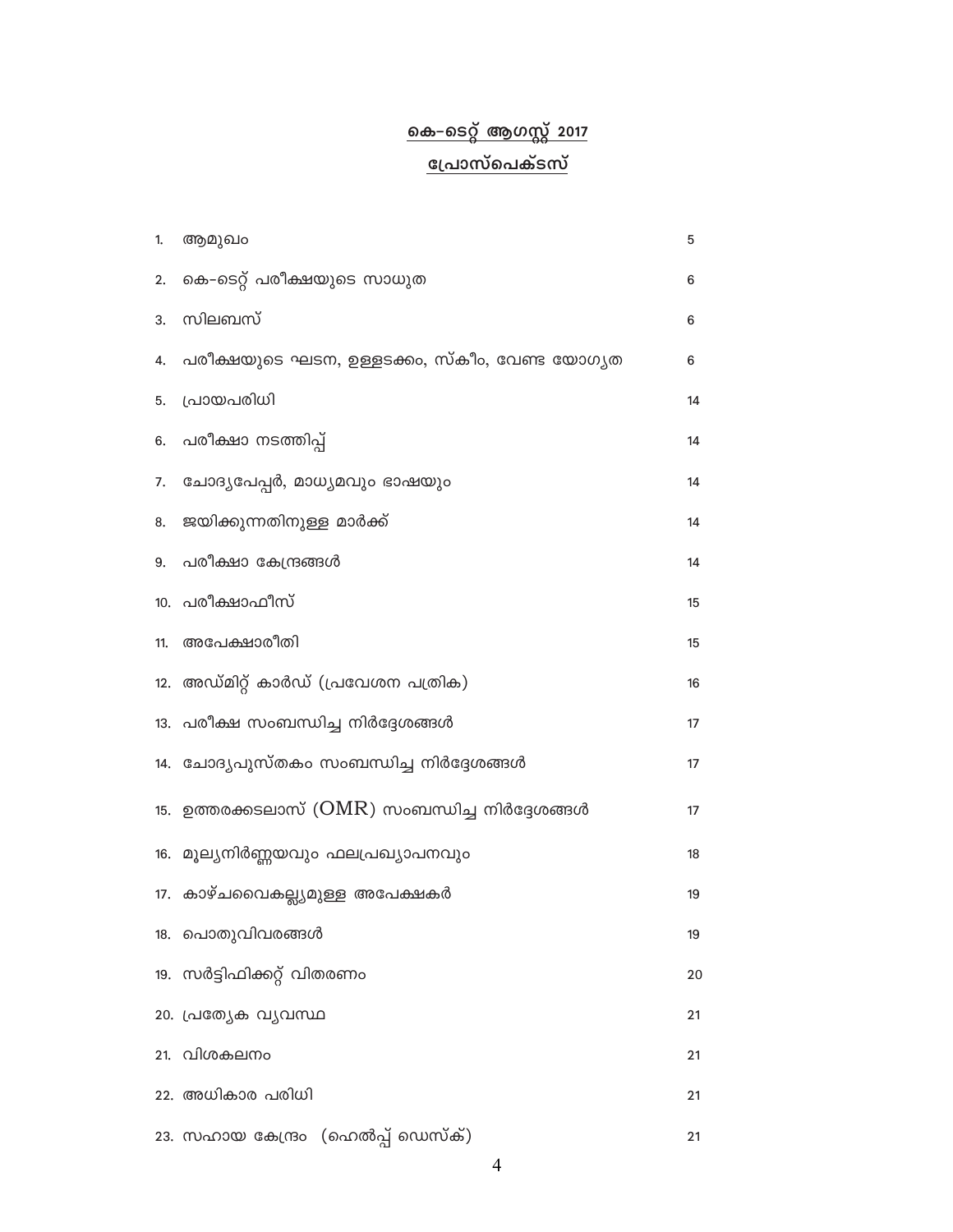# കെ-ടെറ്റ് ആഗസ്റ്റ് 2017

## പ്രോസ്പെക്ടസ്

| | | |
|---|---|---|
| 1. | ആമുഖം | 5 |
| 2. | കെ-ടെറ്റ് പരീക്ഷയുടെ സാധുത | 6 |
| 3. | സിലബസ് | 6 |
| 4. | പരീക്ഷയുടെ ഘടന, ഉള്ളടക്കം, സ്കീം, വേണ്ട യോഗ്യത | 6 |
| 5. | പ്രായപരിധി | 14 |
| 6. | പരീക്ഷാ നടത്തിപ്പ് | 14 |
| 7. | ചോദ്യപേപ്പർ, മാധ്യമവും ഭാഷയും | 14 |
| 8. | ജയിക്കുന്നതിനുള്ള മാർക്ക് | 14 |
| 9. | പരീക്ഷാ കേന്ദ്രങ്ങൾ | 14 |
| 10. | പരീക്ഷാഫീസ് | 15 |
| 11. | അപേക്ഷാരീതി | 15 |
| 12. | അഡ്മിറ്റ് കാർഡ് (പ്രവേശന പത്രിക) | 16 |
| 13. | പരീക്ഷ സംബന്ധിച്ച നിർദ്ദേശങ്ങൾ | 17 |
| 14. | ചോദ്യപുസ്തകം സംബന്ധിച്ച നിർദ്ദേശങ്ങൾ | 17 |
| 15. | ഉത്തരക്കടലാസ് (OMR) സംബന്ധിച്ച നിർദ്ദേശങ്ങൾ | 17 |
| 16. | മൂല്യനിർണ്ണയവും ഫലപ്രഖ്യാപനവും | 18 |
| 17. | കാഴ്ചവൈകല്ല്യമുള്ള അപേക്ഷകർ | 19 |
| 18. | പൊതുവിവരങ്ങൾ | 19 |
| 19. | സർട്ടിഫിക്കറ്റ് വിതരണം | 20 |
| 20. | പ്രത്യേക വ്യവസ്ഥ | 21 |
| 21. | വിശകലനം | 21 |
| 22. | അധികാര പരിധി | 21 |
| 23. | സഹായ കേന്ദ്രം (ഹെൽപ്പ് ഡെസ്ക്) | 21 |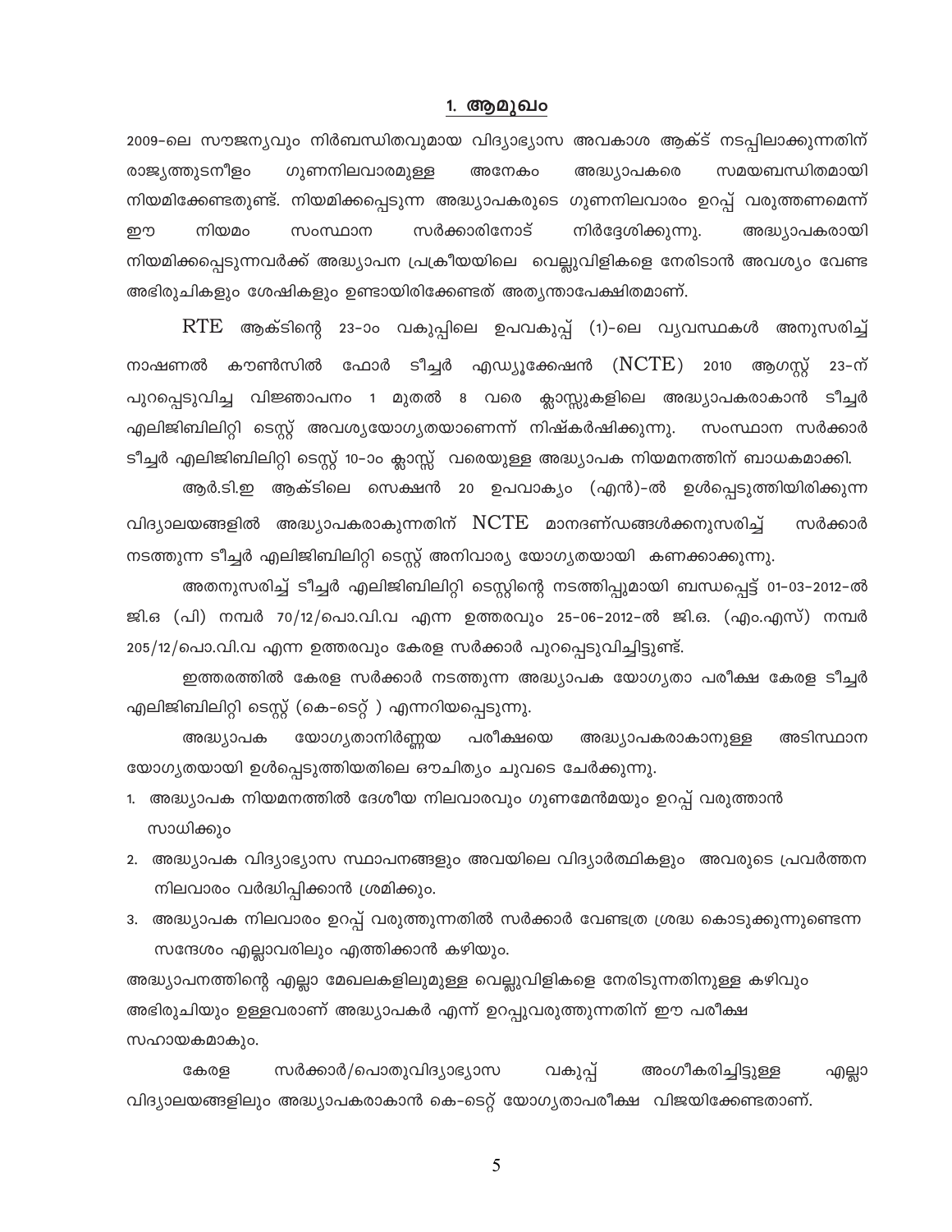## 1. ആമുഖം

2009-ലെ സൗജന്യവും നിർബന്ധിതവുമായ വിദ്യാഭ്യാസ അവകാശ ആക്ട് നടപ്പിലാക്കുന്നതിന് രാജ്യത്തുടനീളം ഗുണനിലവാരമുള്ള അനേകം അദ്ധ്യാപകരെ സമയബന്ധിതമായി നിയമിക്കേണ്ടതുണ്ട്. നിയമിക്കപ്പെടുന്ന അദ്ധ്യാപകരുടെ ഗുണനിലവാരം ഉറപ്പ് വരുത്തണമെന്ന് ഈ നിയമം സംസ്ഥാന സർക്കാരിനോട് നിർദ്ദേശിക്കുന്നു. അദ്ധ്യാപകരായി നിയമിക്കപ്പെടുന്നവർക്ക് അദ്ധ്യാപന പ്രക്രീയയിലെ വെല്ലുവിളികളെ നേരിടാൻ അവശ്യം വേണ്ട അഭിരുചികളും ശേഷികളും ഉണ്ടായിരിക്കേണ്ടത് അത്യന്താപേക്ഷിതമാണ്.

RTE ആക്ടിന്റെ 23-ാം വകുപ്പിലെ ഉപവകുപ്പ് (1)-ലെ വ്യവസ്ഥകൾ അനുസരിച്ച് നാഷണൽ കൗൺസിൽ ഫോർ ടീച്ചർ എഡ്യൂക്കേഷൻ (NCTE) 2010 ആഗസ്റ്റ് 23-ന് പുറപ്പെടുവിച്ച വിജ്ഞാപനം 1 മുതൽ 8 വരെ ക്ലാസ്സുകളിലെ അദ്ധ്യാപകരാകാൻ ടീച്ചർ എലിജിബിലിറ്റി ടെസ്റ്റ് അവശ്യയോഗ്യതയാണെന്ന് നിഷ്കർഷിക്കുന്നു. സംസ്ഥാന സർക്കാർ ടീച്ചർ എലിജിബിലിറ്റി ടെസ്റ്റ് 10-ാം ക്ലാസ്സ് വരെയുള്ള അദ്ധ്യാപക നിയമനത്തിന് ബാധകമാക്കി.

ആർ.ടി.ഇ ആക്ടിലെ സെക്ഷൻ 20 ഉപവാക്യം (എൻ)-ൽ ഉൾപ്പെടുത്തിയിരിക്കുന്ന വിദ്യാലയങ്ങളിൽ അദ്ധ്യാപകരാകുന്നതിന് NCTE മാനദണ്ഡങ്ങൾക്കനുസരിച്ച് സർക്കാർ നടത്തുന്ന ടീച്ചർ എലിജിബിലിറ്റി ടെസ്റ്റ് അനിവാര്യ യോഗ്യതയായി കണക്കാക്കുന്നു.

അതനുസരിച്ച് ടീച്ചർ എലിജിബിലിറ്റി ടെസ്റ്റിന്റെ നടത്തിപ്പുമായി ബന്ധപ്പെട്ട് 01-03-2012-ൽ ജി.ഒ (പി) നമ്പർ 70/12/പൊ.വി.വ എന്ന ഉത്തരവും 25-06-2012-ൽ ജി.ഒ. (എം.എസ്) നമ്പർ 205/12/പൊ.വി.വ എന്ന ഉത്തരവും കേരള സർക്കാർ പുറപ്പെടുവിച്ചിട്ടുണ്ട്.

ഇത്തരത്തിൽ കേരള സർക്കാർ നടത്തുന്ന അദ്ധ്യാപക യോഗ്യതാ പരീക്ഷ കേരള ടീച്ചർ എലിജിബിലിറ്റി ടെസ്റ്റ് (കെ-ടെറ്റ് ) എന്നറിയപ്പെടുന്നു.

അദ്ധ്യാപക യോഗ്യതാനിർണ്ണയ പരീക്ഷയെ അദ്ധ്യാപകരാകാനുള്ള അടിസ്ഥാന യോഗ്യതയായി ഉൾപ്പെടുത്തിയതിലെ ഔചിത്യം ചുവടെ ചേർക്കുന്നു.

1. അദ്ധ്യാപക നിയമനത്തിൽ ദേശീയ നിലവാരവും ഗുണമേൻമയും ഉറപ്പ് വരുത്താൻ സാധിക്കും
2. അദ്ധ്യാപക വിദ്യാഭ്യാസ സ്ഥാപനങ്ങളും അവയിലെ വിദ്യാർത്ഥികളും അവരുടെ പ്രവർത്തന നിലവാരം വർദ്ധിപ്പിക്കാൻ ശ്രമിക്കും.
3. അദ്ധ്യാപക നിലവാരം ഉറപ്പ് വരുത്തുന്നതിൽ സർക്കാർ വേണ്ടത്ര ശ്രദ്ധ കൊടുക്കുന്നുണ്ടെന്ന സന്ദേശം എല്ലാവരിലും എത്തിക്കാൻ കഴിയും.

അദ്ധ്യാപനത്തിന്റെ എല്ലാ മേഖലകളിലുമുള്ള വെല്ലുവിളികളെ നേരിടുന്നതിനുള്ള കഴിവും അഭിരുചിയും ഉള്ളവരാണ് അദ്ധ്യാപകർ എന്ന് ഉറപ്പുവരുത്തുന്നതിന് ഈ പരീക്ഷ സഹായകമാകും.

കേരള സർക്കാർ/പൊതുവിദ്യാഭ്യാസ വകുപ്പ് അംഗീകരിച്ചിട്ടുള്ള എല്ലാ വിദ്യാലയങ്ങളിലും അദ്ധ്യാപകരാകാൻ കെ-ടെറ്റ് യോഗ്യതാപരീക്ഷ വിജയിക്കേണ്ടതാണ്.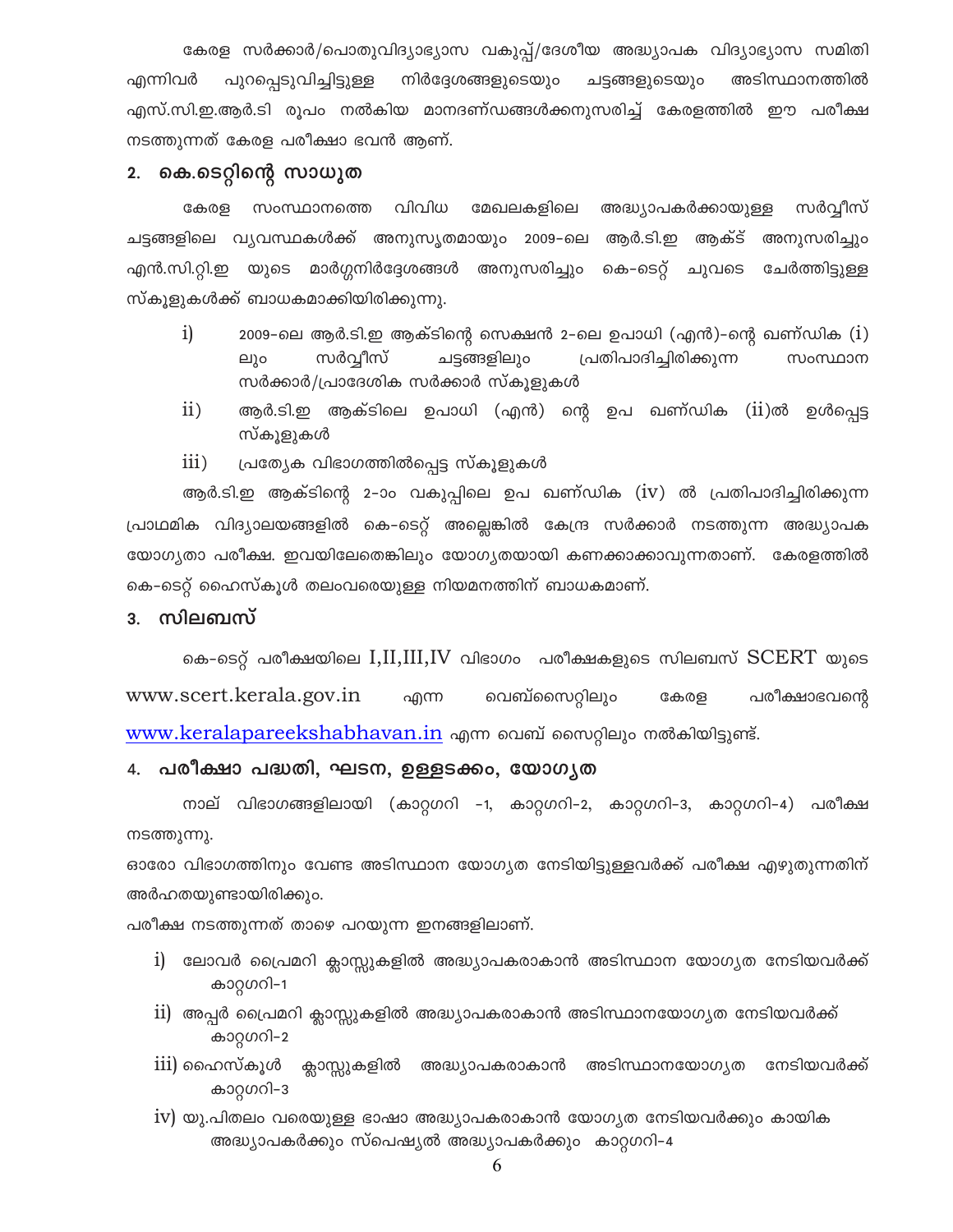കേരള സർക്കാർ/പൊതുവിദ്യാഭ്യാസ വകുപ്പ്/ദേശീയ അദ്ധ്യാപക വിദ്യാഭ്യാസ സമിതി എന്നിവർ പുറപ്പെടുവിച്ചിട്ടുള്ള നിർദ്ദേശങ്ങളുടെയും ചട്ടങ്ങളുടെയും അടിസ്ഥാനത്തിൽ എസ്.സി.ഇ.ആർ.ടി രൂപം നൽകിയ മാനദണ്ഡങ്ങൾക്കനുസരിച്ച് കേരളത്തിൽ ഈ പരീക്ഷ നടത്തുന്നത് കേരള പരീക്ഷാ ഭവൻ ആണ്.

## 2. കെ.ടെറ്റിന്റെ സാധുത

കേരള സംസ്ഥാനത്തെ വിവിധ മേഖലകളിലെ അദ്ധ്യാപകർക്കായുള്ള സർവ്വീസ് ചട്ടങ്ങളിലെ വ്യവസ്ഥകൾക്ക് അനുസൃതമായും 2009-ലെ ആർ.ടി.ഇ ആക്ട് അനുസരിച്ചും എൻ.സി.റ്റി.ഇ യുടെ മാർഗ്ഗനിർദ്ദേശങ്ങൾ അനുസരിച്ചും കെ-ടെറ്റ് ചുവടെ ചേർത്തിട്ടുള്ള സ്കൂളുകൾക്ക് ബാധകമാക്കിയിരിക്കുന്നു.

i) 2009-ലെ ആർ.ടി.ഇ ആക്ടിന്റെ സെക്ഷൻ 2-ലെ ഉപാധി (എൻ)-ന്റെ ഖണ്ഡിക (i) ലും സർവ്വീസ് ചട്ടങ്ങളിലും പ്രതിപാദിച്ചിരിക്കുന്ന സംസ്ഥാന സർക്കാർ/പ്രാദേശിക സർക്കാർ സ്കൂളുകൾ

ii) ആർ.ടി.ഇ ആക്ടിലെ ഉപാധി (എൻ) ന്റെ ഉപ ഖണ്ഡിക (ii)ൽ ഉൾപ്പെട്ട സ്കൂളുകൾ

iii) പ്രത്യേക വിഭാഗത്തിൽപ്പെട്ട സ്കൂളുകൾ

ആർ.ടി.ഇ ആക്ടിന്റെ 2-ാം വകുപ്പിലെ ഉപ ഖണ്ഡിക (iv) ൽ പ്രതിപാദിച്ചിരിക്കുന്ന പ്രാഥമിക വിദ്യാലയങ്ങളിൽ കെ-ടെറ്റ് അല്ലെങ്കിൽ കേന്ദ്ര സർക്കാർ നടത്തുന്ന അദ്ധ്യാപക യോഗ്യതാ പരീക്ഷ. ഇവയിലേതെങ്കിലും യോഗ്യതയായി കണക്കാക്കാവുന്നതാണ്. കേരളത്തിൽ കെ-ടെറ്റ് ഹൈസ്കൂൾ തലംവരെയുള്ള നിയമനത്തിന് ബാധകമാണ്.

## 3. സിലബസ്

കെ-ടെറ്റ് പരീക്ഷയിലെ I,II,III,IV വിഭാഗം പരീക്ഷകളുടെ സിലബസ് SCERT യുടെ www.scert.kerala.gov.in എന്ന വെബ്സൈറ്റിലും കേരള പരീക്ഷാഭവന്റെ www.keralapareekshabhavan.in എന്ന വെബ് സൈറ്റിലും നൽകിയിട്ടുണ്ട്.

## 4. പരീക്ഷാ പദ്ധതി, ഘടന, ഉള്ളടക്കം, യോഗ്യത

നാല് വിഭാഗങ്ങളിലായി (കാറ്റഗറി -1, കാറ്റഗറി-2, കാറ്റഗറി-3, കാറ്റഗറി-4) പരീക്ഷ നടത്തുന്നു.

ഓരോ വിഭാഗത്തിനും വേണ്ട അടിസ്ഥാന യോഗ്യത നേടിയിട്ടുള്ളവർക്ക് പരീക്ഷ എഴുതുന്നതിന് അർഹതയുണ്ടായിരിക്കും.

പരീക്ഷ നടത്തുന്നത് താഴെ പറയുന്ന ഇനങ്ങളിലാണ്.

i) ലോവർ പ്രൈമറി ക്ലാസ്സുകളിൽ അദ്ധ്യാപകരാകാൻ അടിസ്ഥാന യോഗ്യത നേടിയവർക്ക് കാറ്റഗറി-1

ii) അപ്പർ പ്രൈമറി ക്ലാസ്സുകളിൽ അദ്ധ്യാപകരാകാൻ അടിസ്ഥാനയോഗ്യത നേടിയവർക്ക് കാറ്റഗറി-2

iii) ഹൈസ്കൂൾ ക്ലാസ്സുകളിൽ അദ്ധ്യാപകരാകാൻ അടിസ്ഥാനയോഗ്യത നേടിയവർക്ക് കാറ്റഗറി-3

iv) യു.പിതലം വരെയുള്ള ഭാഷാ അദ്ധ്യാപകരാകാൻ യോഗ്യത നേടിയവർക്കും കായിക അദ്ധ്യാപകർക്കും സ്പെഷ്യൽ അദ്ധ്യാപകർക്കും കാറ്റഗറി-4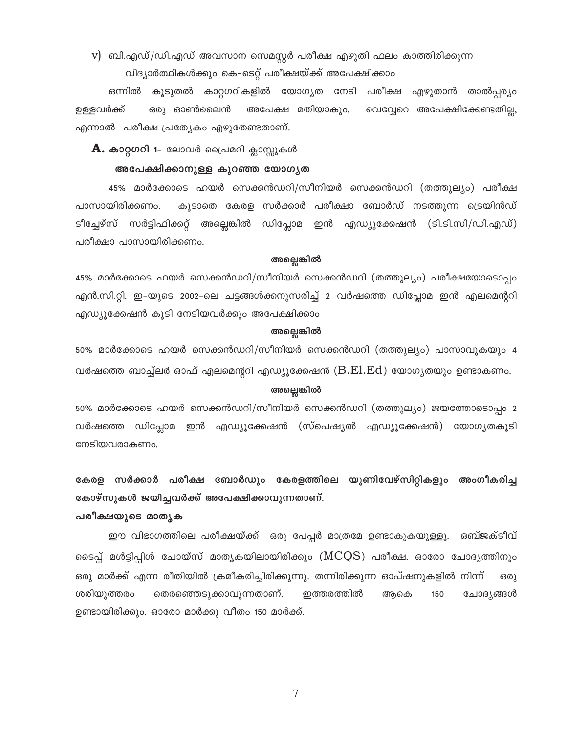v) ബി.എഡ്/ഡി.എഡ് അവസാന സെമസ്റ്റർ പരീക്ഷ എഴുതി ഫലം കാത്തിരിക്കുന്ന വിദ്യാർത്ഥികൾക്കും കെ-ടെറ്റ് പരീക്ഷയ്ക്ക് അപേക്ഷിക്കാം

ഒന്നിൽ കൂടുതൽ കാറ്റഗറികളിൽ യോഗ്യത നേടി പരീക്ഷ എഴുതാൻ താൽപ്പര്യം ഉള്ളവർക്ക് ഒരു ഓൺലൈൻ അപേക്ഷ മതിയാകും. വെവ്വേറെ അപേക്ഷിക്കേണ്ടതില്ല, എന്നാൽ പരീക്ഷ പ്രത്യേകം എഴുതേണ്ടതാണ്.

## A. <u>കാറ്റഗറി 1- ലോവർ പ്രൈമറി ക്ലാസ്സുകൾ</u>

### അപേക്ഷിക്കാനുള്ള കുറഞ്ഞ യോഗ്യത

45% മാർക്കോടെ ഹയർ സെക്കൻഡറി/സീനിയർ സെക്കൻഡറി (തത്തുല്യം) പരീക്ഷ പാസായിരിക്കണം. കൂടാതെ കേരള സർക്കാർ പരീക്ഷാ ബോർഡ് നടത്തുന്ന ട്രെയിൻഡ് ടീച്ചേഴ്സ് സർട്ടിഫിക്കറ്റ് അല്ലെങ്കിൽ ഡിപ്ലോമ ഇൻ എഡ്യൂക്കേഷൻ (ടി.ടി.സി/ഡി.എഡ്) പരീക്ഷാ പാസായിരിക്കണം.

**അല്ലെങ്കിൽ**

45% മാർക്കോടെ ഹയർ സെക്കൻഡറി/സീനിയർ സെക്കൻഡറി (തത്തുല്യം) പരീക്ഷയോടൊപ്പം എൻ.സി.റ്റി. ഇ-യുടെ 2002-ലെ ചട്ടങ്ങൾക്കനുസരിച്ച് 2 വർഷത്തെ ഡിപ്ലോമ ഇൻ എലമെന്ററി എഡ്യൂക്കേഷൻ കൂടി നേടിയവർക്കും അപേക്ഷിക്കാം

**അല്ലെങ്കിൽ**

50% മാർക്കോടെ ഹയർ സെക്കൻഡറി/സീനിയർ സെക്കൻഡറി (തത്തുല്യം) പാസാവുകയും 4 വർഷത്തെ ബാച്ച്ലർ ഓഫ് എലമെന്ററി എഡ്യൂക്കേഷൻ (B.El.Ed) യോഗ്യതയും ഉണ്ടാകണം.

**അല്ലെങ്കിൽ**

50% മാർക്കോടെ ഹയർ സെക്കൻഡറി/സീനിയർ സെക്കൻഡറി (തത്തുല്യം) ജയത്തോടൊപ്പം 2 വർഷത്തെ ഡിപ്ലോമ ഇൻ എഡ്യൂക്കേഷൻ (സ്പെഷ്യൽ എഡ്യൂക്കേഷൻ) യോഗ്യതകൂടി നേടിയവരാകണം.

**കേരള സർക്കാർ പരീക്ഷ ബോർഡും കേരളത്തിലെ യൂണിവേഴ്സിറ്റികളും അംഗീകരിച്ച കോഴ്സുകൾ ജയിച്ചവർക്ക് അപേക്ഷിക്കാവുന്നതാണ്.**

### <u>പരീക്ഷയുടെ മാതൃക</u>

ഈ വിഭാഗത്തിലെ പരീക്ഷയ്ക്ക് ഒരു പേപ്പർ മാത്രമേ ഉണ്ടാകുകയുള്ളൂ. ഒബ്ജക്ടീവ് ടൈപ്പ് മൾട്ടിപ്പിൾ ചോയ്സ് മാതൃകയിലായിരിക്കും (MCQS) പരീക്ഷ. ഓരോ ചോദ്യത്തിനും ഒരു മാർക്ക് എന്ന രീതിയിൽ ക്രമീകരിച്ചിരിക്കുന്നു. തന്നിരിക്കുന്ന ഓപ്ഷനുകളിൽ നിന്ന് ഒരു ശരിയുത്തരം തെരഞ്ഞെടുക്കാവുന്നതാണ്. ഇത്തരത്തിൽ ആകെ 150 ചോദ്യങ്ങൾ ഉണ്ടായിരിക്കും. ഓരോ മാർക്കു വീതം 150 മാർക്ക്.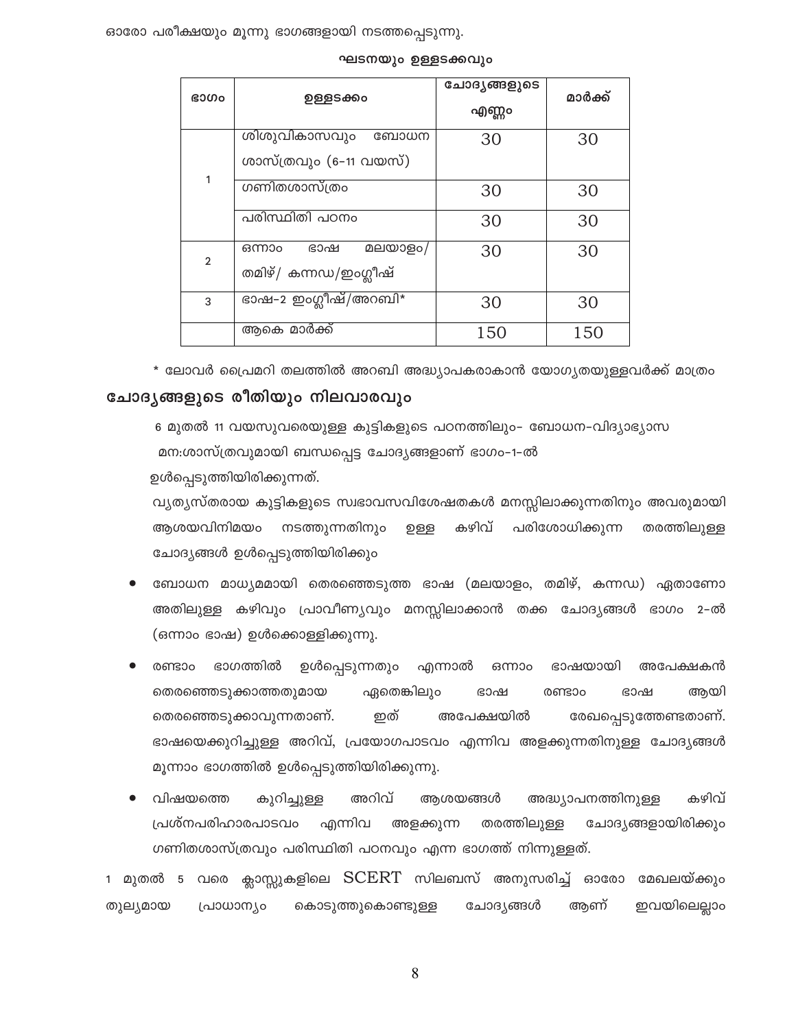ഓരോ പരീക്ഷയും മൂന്നു ഭാഗങ്ങളായി നടത്തപ്പെടുന്നു.

**ഘടനയും ഉള്ളടക്കവും**

| ഭാഗം | ഉള്ളടക്കം | ചോദ്യങ്ങളുടെ എണ്ണം | മാർക്ക് |
|---|---|---|---|
| 1 | ശിശുവികാസവും ബോധന ശാസ്ത്രവും (6-11 വയസ്) | 30 | 30 |
| | ഗണിതശാസ്ത്രം | 30 | 30 |
| | പരിസ്ഥിതി പഠനം | 30 | 30 |
| 2 | ഒന്നാം ഭാഷ മലയാളം/ തമിഴ്/ കന്നഡ/ഇംഗ്ലീഷ് | 30 | 30 |
| 3 | ഭാഷ-2 ഇംഗ്ലീഷ്/അറബി* | 30 | 30 |
| | ആകെ മാർക്ക് | 150 | 150 |

* ലോവർ പ്രൈമറി തലത്തിൽ അറബി അദ്ധ്യാപകരാകാൻ യോഗ്യതയുള്ളവർക്ക് മാത്രം

## ചോദ്യങ്ങളുടെ രീതിയും നിലവാരവും

6 മുതൽ 11 വയസുവരെയുള്ള കുട്ടികളുടെ പഠനത്തിലും- ബോധന-വിദ്യാഭ്യാസ മന:ശാസ്ത്രവുമായി ബന്ധപ്പെട്ട ചോദ്യങ്ങളാണ് ഭാഗം-1-ൽ ഉൾപ്പെടുത്തിയിരിക്കുന്നത്.

വ്യത്യസ്തരായ കുട്ടികളുടെ സ്വഭാവസവിശേഷതകൾ മനസ്സിലാക്കുന്നതിനും അവരുമായി ആശയവിനിമയം നടത്തുന്നതിനും ഉള്ള കഴിവ് പരിശോധിക്കുന്ന തരത്തിലുള്ള ചോദ്യങ്ങൾ ഉൾപ്പെടുത്തിയിരിക്കും

- ബോധന മാധ്യമമായി തെരഞ്ഞെടുത്ത ഭാഷ (മലയാളം, തമിഴ്, കന്നഡ) ഏതാണോ അതിലുള്ള കഴിവും പ്രാവീണ്യവും മനസ്സിലാക്കാൻ തക്ക ചോദ്യങ്ങൾ ഭാഗം 2-ൽ (ഒന്നാം ഭാഷ) ഉൾക്കൊള്ളിക്കുന്നു.
- രണ്ടാം ഭാഗത്തിൽ ഉൾപ്പെടുന്നതും എന്നാൽ ഒന്നാം ഭാഷയായി അപേക്ഷകൻ തെരഞ്ഞെടുക്കാത്തതുമായ ഏതെങ്കിലും ഭാഷ രണ്ടാം ഭാഷ ആയി തെരഞ്ഞെടുക്കാവുന്നതാണ്. ഇത് അപേക്ഷയിൽ രേഖപ്പെടുത്തേണ്ടതാണ്. ഭാഷയെക്കുറിച്ചുള്ള അറിവ്, പ്രയോഗപാടവം എന്നിവ അളക്കുന്നതിനുള്ള ചോദ്യങ്ങൾ മൂന്നാം ഭാഗത്തിൽ ഉൾപ്പെടുത്തിയിരിക്കുന്നു.
- വിഷയത്തെ കുറിച്ചുള്ള അറിവ് ആശയങ്ങൾ അദ്ധ്യാപനത്തിനുള്ള കഴിവ് പ്രശ്നപരിഹാരപാടവം എന്നിവ അളക്കുന്ന തരത്തിലുള്ള ചോദ്യങ്ങളായിരിക്കും ഗണിതശാസ്ത്രവും പരിസ്ഥിതി പഠനവും എന്ന ഭാഗത്ത് നിന്നുള്ളത്.

1 മുതൽ 5 വരെ ക്ലാസ്സുകളിലെ SCERT സിലബസ് അനുസരിച്ച് ഓരോ മേഖലയ്ക്കും തുല്യമായ പ്രാധാന്യം കൊടുത്തുകൊണ്ടുള്ള ചോദ്യങ്ങൾ ആണ് ഇവയിലെല്ലാം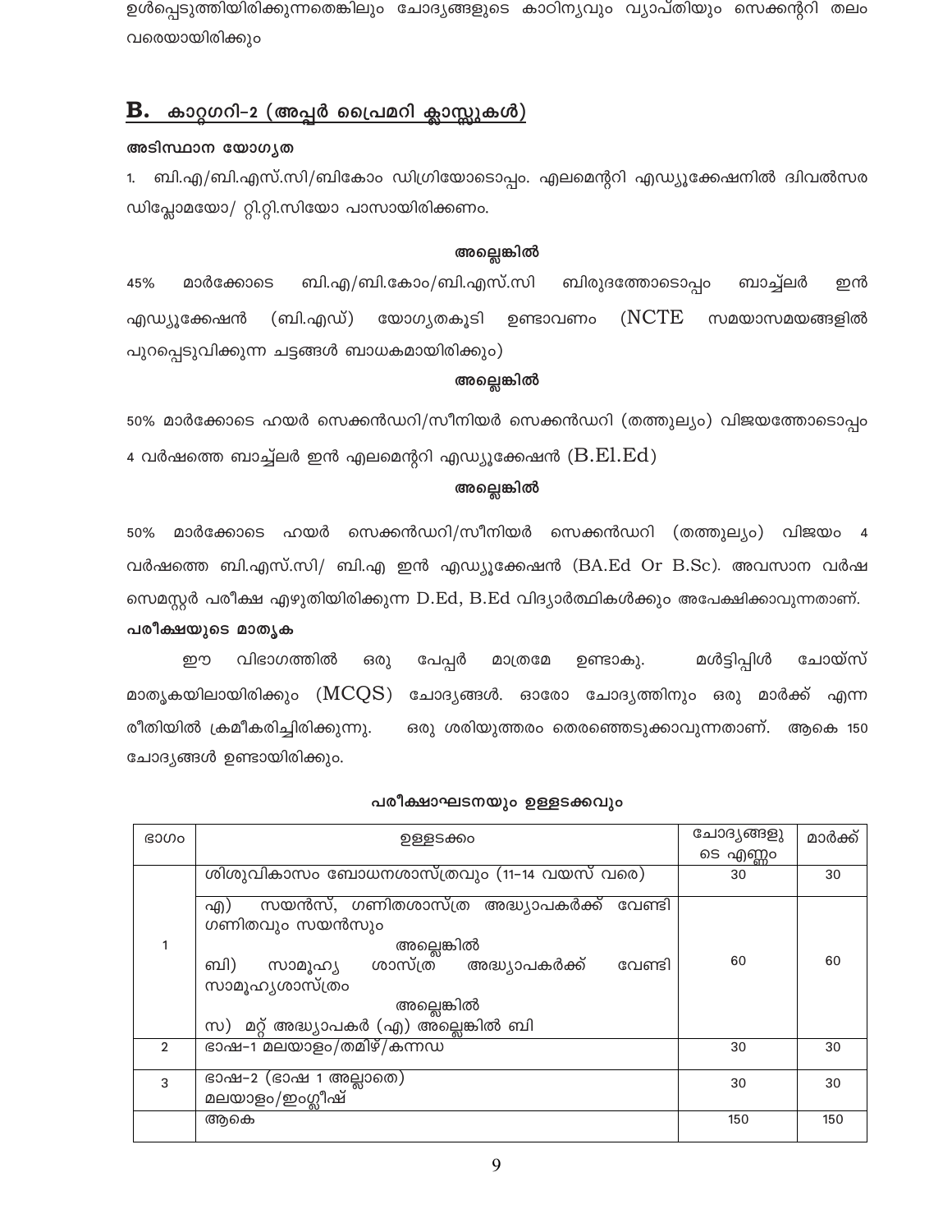ഉൾപ്പെടുത്തിയിരിക്കുന്നതെങ്കിലും ചോദ്യങ്ങളുടെ കാഠിന്യവും വ്യാപ്തിയും സെക്കന്ററി തലം വരെയായിരിക്കും

## B. കാറ്റഗറി-2 (അപ്പർ പ്രൈമറി ക്ലാസ്സുകൾ)

**അടിസ്ഥാന യോഗ്യത**

1. ബി.എ/ബി.എസ്.സി/ബികോം ഡിഗ്രിയോടൊപ്പം. എലമെന്ററി എഡ്യൂക്കേഷനിൽ ദ്വിവൽസര ഡിപ്ലോമയോ/ റ്റി.റ്റി.സിയോ പാസായിരിക്കണം.

**അല്ലെങ്കിൽ**

45% മാർക്കോടെ ബി.എ/ബി.കോം/ബി.എസ്.സി ബിരുദത്തോടൊപ്പം ബാച്ച്ലർ ഇൻ എഡ്യൂക്കേഷൻ (ബി.എഡ്) യോഗ്യതകൂടി ഉണ്ടാവണം (NCTE സമയാസമയങ്ങളിൽ പുറപ്പെടുവിക്കുന്ന ചട്ടങ്ങൾ ബാധകമായിരിക്കും)

**അല്ലെങ്കിൽ**

50% മാർക്കോടെ ഹയർ സെക്കൻഡറി/സീനിയർ സെക്കൻഡറി (തത്തുല്യം) വിജയത്തോടൊപ്പം 4 വർഷത്തെ ബാച്ച്ലർ ഇൻ എലമെന്ററി എഡ്യൂക്കേഷൻ (B.El.Ed)

**അല്ലെങ്കിൽ**

50% മാർക്കോടെ ഹയർ സെക്കൻഡറി/സീനിയർ സെക്കൻഡറി (തത്തുല്യം) വിജയം 4 വർഷത്തെ ബി.എസ്.സി/ ബി.എ ഇൻ എഡ്യൂക്കേഷൻ (BA.Ed Or B.Sc). അവസാന വർഷ സെമസ്റ്റർ പരീക്ഷ എഴുതിയിരിക്കുന്ന D.Ed, B.Ed വിദ്യാർത്ഥികൾക്കും അപേക്ഷിക്കാവുന്നതാണ്.

**പരീക്ഷയുടെ മാതൃക**

ഈ വിഭാഗത്തിൽ ഒരു പേപ്പർ മാത്രമേ ഉണ്ടാകൂ. മൾട്ടിപ്പിൾ ചോയ്സ് മാതൃകയിലായിരിക്കും (MCQS) ചോദ്യങ്ങൾ. ഓരോ ചോദ്യത്തിനും ഒരു മാർക്ക് എന്ന രീതിയിൽ ക്രമീകരിച്ചിരിക്കുന്നു. ഒരു ശരിയുത്തരം തെരഞ്ഞെടുക്കാവുന്നതാണ്. ആകെ 150 ചോദ്യങ്ങൾ ഉണ്ടായിരിക്കും.

**പരീക്ഷാഘടനയും ഉള്ളടക്കവും**

| ഭാഗം | ഉള്ളടക്കം | ചോദ്യങ്ങളുടെ എണ്ണം | മാർക്ക് |
|---|---|---|---|
| 1 | ശിശുവികാസം ബോധനശാസ്ത്രവും (11-14 വയസ് വരെ) | 30 | 30 |
| | എ) സയൻസ്, ഗണിതശാസ്ത്ര അദ്ധ്യാപകർക്ക് വേണ്ടി ഗണിതവും സയൻസും<br>അല്ലെങ്കിൽ<br>ബി) സാമൂഹ്യ ശാസ്ത്ര അദ്ധ്യാപകർക്ക് വേണ്ടി സാമൂഹ്യശാസ്ത്രം<br>അല്ലെങ്കിൽ<br>സ) മറ്റ് അദ്ധ്യാപകർ (എ) അല്ലെങ്കിൽ ബി | 60 | 60 |
| 2 | ഭാഷ-1 മലയാളം/തമിഴ്/കന്നഡ | 30 | 30 |
| 3 | ഭാഷ-2 (ഭാഷ 1 അല്ലാതെ) മലയാളം/ഇംഗ്ലീഷ് | 30 | 30 |
| | ആകെ | 150 | 150 |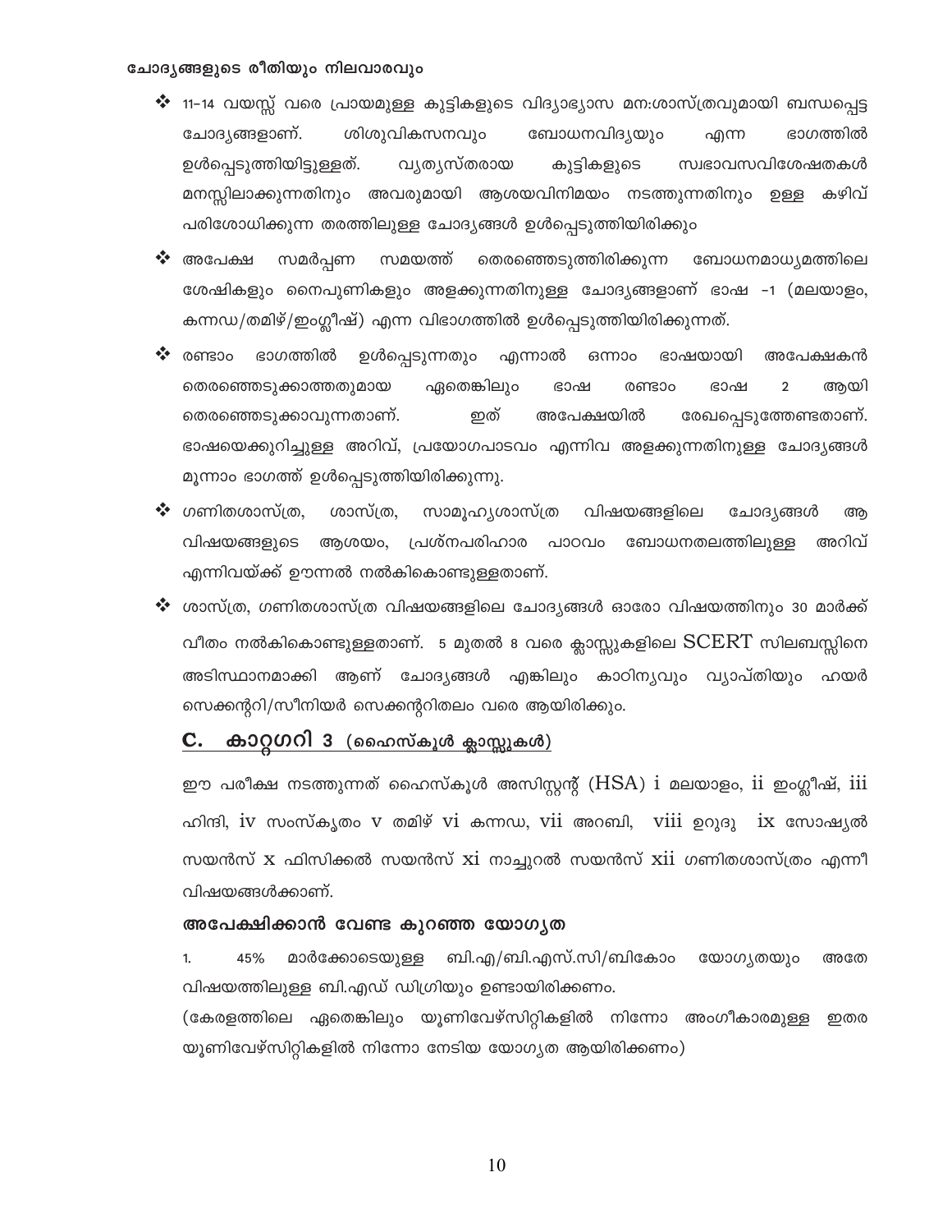**ചോദ്യങ്ങളുടെ രീതിയും നിലവാരവും**

- 11-14 വയസ്സ് വരെ പ്രായമുള്ള കുട്ടികളുടെ വിദ്യാഭ്യാസ മന:ശാസ്ത്രവുമായി ബന്ധപ്പെട്ട ചോദ്യങ്ങളാണ്. ശിശുവികസനവും ബോധനവിദ്യയും എന്ന ഭാഗത്തിൽ ഉൾപ്പെടുത്തിയിട്ടുള്ളത്. വ്യത്യസ്തരായ കുട്ടികളുടെ സ്വഭാവസവിശേഷതകൾ മനസ്സിലാക്കുന്നതിനും അവരുമായി ആശയവിനിമയം നടത്തുന്നതിനും ഉള്ള കഴിവ് പരിശോധിക്കുന്ന തരത്തിലുള്ള ചോദ്യങ്ങൾ ഉൾപ്പെടുത്തിയിരിക്കും
- അപേക്ഷ സമർപ്പണ സമയത്ത് തെരഞ്ഞെടുത്തിരിക്കുന്ന ബോധനമാധ്യമത്തിലെ ശേഷികളും നൈപുണികളും അളക്കുന്നതിനുള്ള ചോദ്യങ്ങളാണ് ഭാഷ -1 (മലയാളം, കന്നഡ/തമിഴ്/ഇംഗ്ലീഷ്) എന്ന വിഭാഗത്തിൽ ഉൾപ്പെടുത്തിയിരിക്കുന്നത്.
- രണ്ടാം ഭാഗത്തിൽ ഉൾപ്പെടുന്നതും എന്നാൽ ഒന്നാം ഭാഷയായി അപേക്ഷകൻ തെരഞ്ഞെടുക്കാത്തതുമായ ഏതെങ്കിലും ഭാഷ രണ്ടാം ഭാഷ 2 ആയി തെരഞ്ഞെടുക്കാവുന്നതാണ്. ഇത് അപേക്ഷയിൽ രേഖപ്പെടുത്തേണ്ടതാണ്. ഭാഷയെക്കുറിച്ചുള്ള അറിവ്, പ്രയോഗപാടവം എന്നിവ അളക്കുന്നതിനുള്ള ചോദ്യങ്ങൾ മൂന്നാം ഭാഗത്ത് ഉൾപ്പെടുത്തിയിരിക്കുന്നു.
- ഗണിതശാസ്ത്ര, ശാസ്ത്ര, സാമൂഹ്യശാസ്ത്ര വിഷയങ്ങളിലെ ചോദ്യങ്ങൾ ആ വിഷയങ്ങളുടെ ആശയം, പ്രശ്നപരിഹാര പാഠവം ബോധനതലത്തിലുള്ള അറിവ് എന്നിവയ്ക്ക് ഊന്നൽ നൽകികൊണ്ടുള്ളതാണ്.
- ശാസ്ത്ര, ഗണിതശാസ്ത്ര വിഷയങ്ങളിലെ ചോദ്യങ്ങൾ ഓരോ വിഷയത്തിനും 30 മാർക്ക് വീതം നൽകികൊണ്ടുള്ളതാണ്. 5 മുതൽ 8 വരെ ക്ലാസ്സുകളിലെ SCERT സിലബസ്സിനെ അടിസ്ഥാനമാക്കി ആണ് ചോദ്യങ്ങൾ എങ്കിലും കാഠിന്യവും വ്യാപ്തിയും ഹയർ സെക്കന്ററി/സീനിയർ സെക്കന്ററിതലം വരെ ആയിരിക്കും.

## C. കാറ്റഗറി 3 (ഹൈസ്കൂൾ ക്ലാസ്സുകൾ)

ഈ പരീക്ഷ നടത്തുന്നത് ഹൈസ്കൂൾ അസിസ്റ്റന്റ് (HSA) i മലയാളം, ii ഇംഗ്ലീഷ്, iii ഹിന്ദി, iv സംസ്കൃതം v തമിഴ് vi കന്നഡ, vii അറബി, viii ഉറുദു ix സോഷ്യൽ സയൻസ് x ഫിസിക്കൽ സയൻസ് xi നാച്ചുറൽ സയൻസ് xii ഗണിതശാസ്ത്രം എന്നീ വിഷയങ്ങൾക്കാണ്.

**അപേക്ഷിക്കാൻ വേണ്ട കുറഞ്ഞ യോഗ്യത**

1. 45% മാർക്കോടെയുള്ള ബി.എ/ബി.എസ്.സി/ബികോം യോഗ്യതയും അതേ വിഷയത്തിലുള്ള ബി.എഡ് ഡിഗ്രിയും ഉണ്ടായിരിക്കണം.

(കേരളത്തിലെ ഏതെങ്കിലും യൂണിവേഴ്സിറ്റികളിൽ നിന്നോ അംഗീകാരമുള്ള ഇതര യൂണിവേഴ്സിറ്റികളിൽ നിന്നോ നേടിയ യോഗ്യത ആയിരിക്കണം)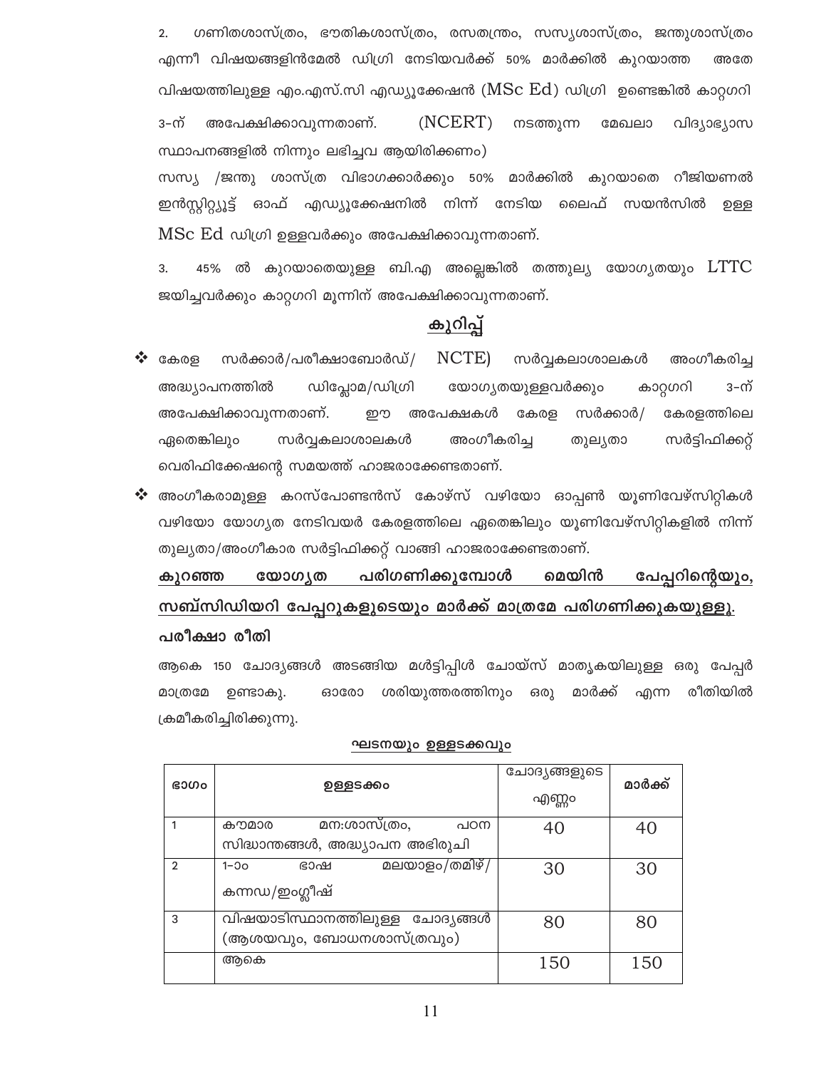2. ഗണിതശാസ്ത്രം, ഭൗതികശാസ്ത്രം, രസതന്ത്രം, സസ്യശാസ്ത്രം, ജന്തുശാസ്ത്രം എന്നീ വിഷയങ്ങളിൻമേൽ ഡിഗ്രി നേടിയവർക്ക് 50% മാർക്കിൽ കുറയാത്ത അതേ വിഷയത്തിലുള്ള എം.എസ്.സി എഡ്യൂക്കേഷൻ (MSc Ed) ഡിഗ്രി ഉണ്ടെങ്കിൽ കാറ്റഗറി 3-ന് അപേക്ഷിക്കാവുന്നതാണ്. (NCERT) നടത്തുന്ന മേഖലാ വിദ്യാഭ്യാസ സ്ഥാപനങ്ങളിൽ നിന്നും ലഭിച്ചവ ആയിരിക്കണം)

സസ്യ /ജന്തു ശാസ്ത്ര വിഭാഗക്കാർക്കും 50% മാർക്കിൽ കുറയാതെ റീജിയണൽ ഇൻസ്റ്റിറ്റ്യൂട്ട് ഓഫ് എഡ്യൂക്കേഷനിൽ നിന്ന് നേടിയ ലൈഫ് സയൻസിൽ ഉള്ള MSc Ed ഡിഗ്രി ഉള്ളവർക്കും അപേക്ഷിക്കാവുന്നതാണ്.

3. 45% ൽ കുറയാതെയുള്ള ബി.എ അല്ലെങ്കിൽ തത്തുല്യ യോഗ്യതയും LTTC ജയിച്ചവർക്കും കാറ്റഗറി മൂന്നിന് അപേക്ഷിക്കാവുന്നതാണ്.

## <u>കുറിപ്പ്</u>

- കേരള സർക്കാർ/പരീക്ഷാബോർഡ്/ NCTE) സർവ്വകലാശാലകൾ അംഗീകരിച്ച അദ്ധ്യാപനത്തിൽ ഡിപ്ലോമ/ഡിഗ്രി യോഗ്യതയുള്ളവർക്കും കാറ്റഗറി 3-ന് അപേക്ഷിക്കാവുന്നതാണ്. ഈ അപേക്ഷകൾ കേരള സർക്കാർ/ കേരളത്തിലെ ഏതെങ്കിലും സർവ്വകലാശാലകൾ അംഗീകരിച്ച തുല്യതാ സർട്ടിഫിക്കറ്റ് വെരിഫിക്കേഷന്റെ സമയത്ത് ഹാജരാക്കേണ്ടതാണ്.
- അംഗീകാരമുള്ള കറസ്പോണ്ടൻസ് കോഴ്സ് വഴിയോ ഓപ്പൺ യൂണിവേഴ്സിറ്റികൾ വഴിയോ യോഗ്യത നേടിവയർ കേരളത്തിലെ ഏതെങ്കിലും യൂണിവേഴ്സിറ്റികളിൽ നിന്ന് തുല്യതാ/അംഗീകാര സർട്ടിഫിക്കറ്റ് വാങ്ങി ഹാജരാക്കേണ്ടതാണ്.

**<u>കുറഞ്ഞ യോഗ്യത പരിഗണിക്കുമ്പോൾ മെയിൻ പേപ്പറിന്റെയും, സബ്സിഡിയറി പേപ്പറുകളുടെയും മാർക്ക് മാത്രമേ പരിഗണിക്കുകയുള്ളൂ.</u>**

**പരീക്ഷാ രീതി**

ആകെ 150 ചോദ്യങ്ങൾ അടങ്ങിയ മൾട്ടിപ്പിൾ ചോയ്സ് മാതൃകയിലുള്ള ഒരു പേപ്പർ മാത്രമേ ഉണ്ടാകു. ഓരോ ശരിയുത്തരത്തിനും ഒരു മാർക്ക് എന്ന രീതിയിൽ ക്രമീകരിച്ചിരിക്കുന്നു.

**<u>ഘടനയും ഉള്ളടക്കവും</u>**

| ഭാഗം | ഉള്ളടക്കം | ചോദ്യങ്ങളുടെ എണ്ണം | മാർക്ക് |
|---|---|---|---|
| 1 | കൗമാര മന:ശാസ്ത്രം, പഠന സിദ്ധാന്തങ്ങൾ, അദ്ധ്യാപന അഭിരുചി | 40 | 40 |
| 2 | 1-ാം ഭാഷ മലയാളം/തമിഴ്/ കന്നഡ/ഇംഗ്ലീഷ് | 30 | 30 |
| 3 | വിഷയാടിസ്ഥാനത്തിലുള്ള ചോദ്യങ്ങൾ (ആശയവും, ബോധനശാസ്ത്രവും) | 80 | 80 |
| | ആകെ | 150 | 150 |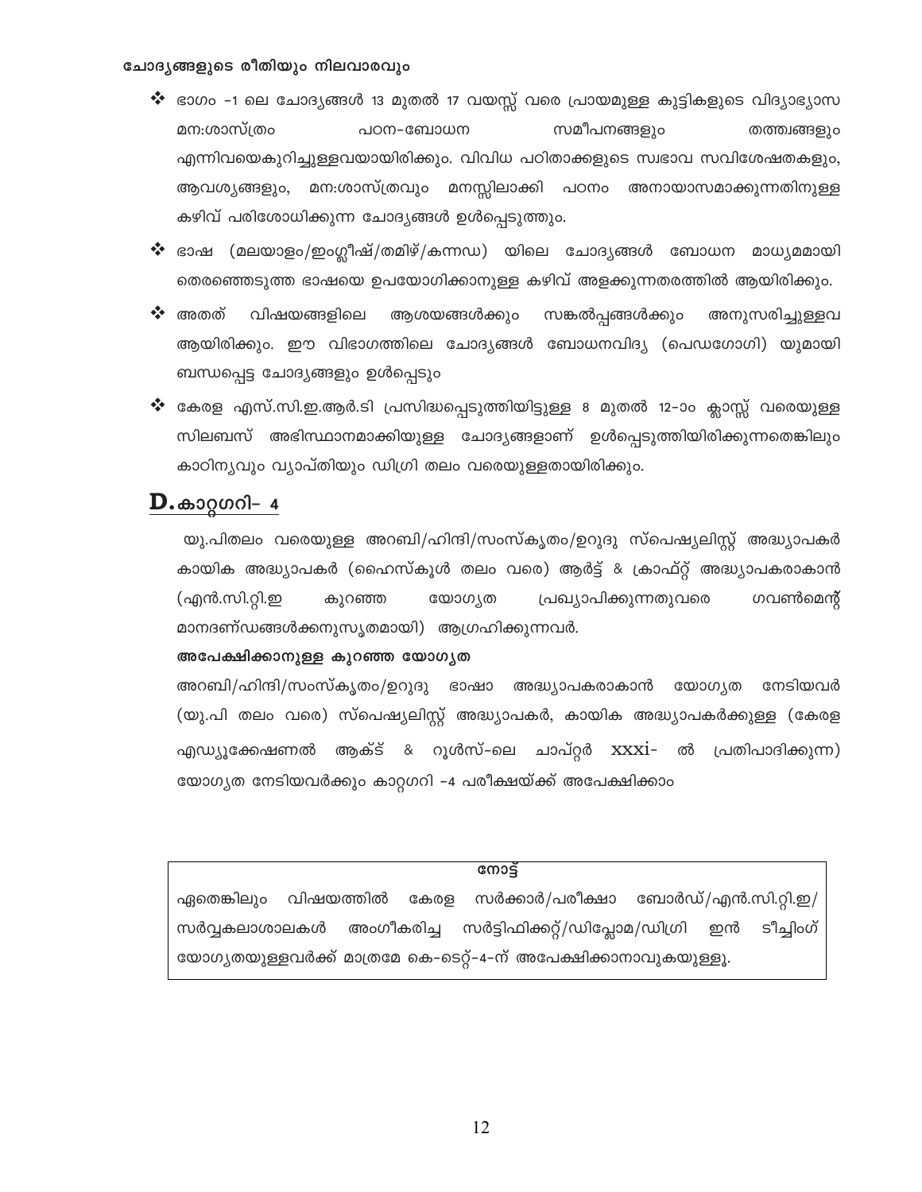**ചോദ്യങ്ങളുടെ രീതിയും നിലവാരവും**

- ഭാഗം -1 ലെ ചോദ്യങ്ങൾ 13 മുതൽ 17 വയസ്സ് വരെ പ്രായമുള്ള കുട്ടികളുടെ വിദ്യാഭ്യാസ മന:ശാസ്ത്രം പഠന-ബോധന സമീപനങ്ങളും തത്വങ്ങളും എന്നിവയെകുറിച്ചുള്ളവയായിരിക്കും. വിവിധ പഠിതാക്കളുടെ സ്വഭാവ സവിശേഷതകളും, ആവശ്യങ്ങളും, മന:ശാസ്ത്രവും മനസ്സിലാക്കി പഠനം അനായാസമാക്കുന്നതിനുള്ള കഴിവ് പരിശോധിക്കുന്ന ചോദ്യങ്ങൾ ഉൾപ്പെടുത്തും.
- ഭാഷ (മലയാളം/ഇംഗ്ലീഷ്/തമിഴ്/കന്നഡ) യിലെ ചോദ്യങ്ങൾ ബോധന മാധ്യമമായി തെരഞ്ഞെടുത്ത ഭാഷയെ ഉപയോഗിക്കാനുള്ള കഴിവ് അളക്കുന്നതരത്തിൽ ആയിരിക്കും.
- അതത് വിഷയങ്ങളിലെ ആശയങ്ങൾക്കും സങ്കൽപ്പങ്ങൾക്കും അനുസരിച്ചുള്ളവ ആയിരിക്കും. ഈ വിഭാഗത്തിലെ ചോദ്യങ്ങൾ ബോധനവിദ്യ (പെഡഗോഗി) യുമായി ബന്ധപ്പെട്ട ചോദ്യങ്ങളും ഉൾപ്പെടും
- കേരള എസ്.സി.ഇ.ആർ.ടി പ്രസിദ്ധപ്പെടുത്തിയിട്ടുള്ള 8 മുതൽ 12-ാം ക്ലാസ്സ് വരെയുള്ള സിലബസ് അഭിസ്ഥാനമാക്കിയുള്ള ചോദ്യങ്ങളാണ് ഉൾപ്പെടുത്തിയിരിക്കുന്നതെങ്കിലും കാഠിന്യവും വ്യാപ്തിയും ഡിഗ്രി തലം വരെയുള്ളതായിരിക്കും.

## D. കാറ്റഗറി- 4

യു.പിതലം വരെയുള്ള അറബി/ഹിന്ദി/സംസ്കൃതം/ഉറുദു സ്പെഷ്യലിസ്റ്റ് അദ്ധ്യാപകർ കായിക അദ്ധ്യാപകർ (ഹൈസ്കൂൾ തലം വരെ) ആർട്ട് & ക്രാഫ്റ്റ് അദ്ധ്യാപകരാകാൻ (എൻ.സി.റ്റി.ഇ കുറഞ്ഞ യോഗ്യത പ്രഖ്യാപിക്കുന്നതുവരെ ഗവൺമെന്റ് മാനദണ്ഡങ്ങൾക്കനുസൃതമായി) ആഗ്രഹിക്കുന്നവർ.

**അപേക്ഷിക്കാനുള്ള കുറഞ്ഞ യോഗ്യത**

അറബി/ഹിന്ദി/സംസ്കൃതം/ഉറുദു ഭാഷാ അദ്ധ്യാപകരാകാൻ യോഗ്യത നേടിയവർ (യു.പി തലം വരെ) സ്പെഷ്യലിസ്റ്റ് അദ്ധ്യാപകർ, കായിക അദ്ധ്യാപകർക്കുള്ള (കേരള എഡ്യൂക്കേഷണൽ ആക്ട് & റൂൾസ്-ലെ ചാപ്റ്റർ XXXi- ൽ പ്രതിപാദിക്കുന്ന) യോഗ്യത നേടിയവർക്കും കാറ്റഗറി -4 പരീക്ഷയ്ക്ക് അപേക്ഷിക്കാം

| നോട്ട് |
|---|
| ഏതെങ്കിലും വിഷയത്തിൽ കേരള സർക്കാർ/പരീക്ഷാ ബോർഡ്/എൻ.സി.റ്റി.ഇ/ സർവ്വകലാശാലകൾ അംഗീകരിച്ച സർട്ടിഫിക്കറ്റ്/ഡിപ്ലോമ/ഡിഗ്രി ഇൻ ടീച്ചിംഗ് യോഗ്യതയുള്ളവർക്ക് മാത്രമേ കെ-ടെറ്റ്-4-ന് അപേക്ഷിക്കാനാവുകയുള്ളൂ. |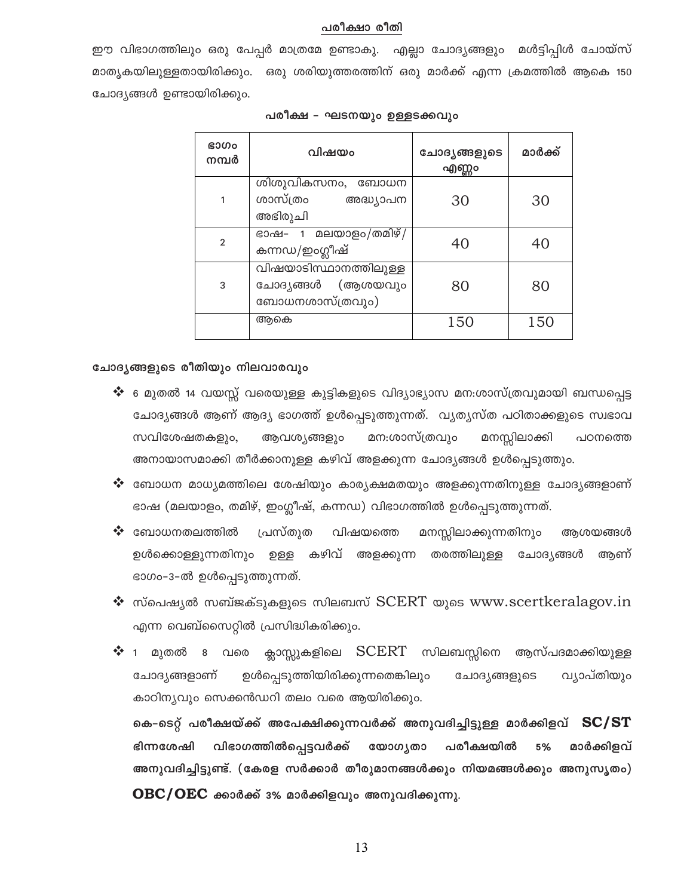## പരീക്ഷാ രീതി

ഈ വിഭാഗത്തിലും ഒരു പേപ്പർ മാത്രമേ ഉണ്ടാകൂ. എല്ലാ ചോദ്യങ്ങളും മൾട്ടിപ്പിൾ ചോയ്സ് മാതൃകയിലുള്ളതായിരിക്കും. ഒരു ശരിയുത്തരത്തിന് ഒരു മാർക്ക് എന്ന ക്രമത്തിൽ ആകെ 150 ചോദ്യങ്ങൾ ഉണ്ടായിരിക്കും.

### പരീക്ഷ – ഘടനയും ഉള്ളടക്കവും

| ഭാഗം നമ്പർ | വിഷയം | ചോദ്യങ്ങളുടെ എണ്ണം | മാർക്ക് |
|---|---|---|---|
| 1 | ശിശുവികസനം, ബോധന ശാസ്ത്രം അദ്ധ്യാപന അഭിരുചി | 30 | 30 |
| 2 | ഭാഷ– 1 മലയാളം/തമിഴ്/ കന്നഡ/ഇംഗ്ലീഷ് | 40 | 40 |
| 3 | വിഷയാടിസ്ഥാനത്തിലുള്ള ചോദ്യങ്ങൾ (ആശയവും ബോധനശാസ്ത്രവും) | 80 | 80 |
| | ആകെ | 150 | 150 |

### ചോദ്യങ്ങളുടെ രീതിയും നിലവാരവും

- 6 മുതൽ 14 വയസ്സ് വരെയുള്ള കുട്ടികളുടെ വിദ്യാഭ്യാസ മന:ശാസ്ത്രവുമായി ബന്ധപ്പെട്ട ചോദ്യങ്ങൾ ആണ് ആദ്യ ഭാഗത്ത് ഉൾപ്പെടുത്തുന്നത്. വ്യത്യസ്ത പഠിതാക്കളുടെ സ്വഭാവ സവിശേഷതകളും, ആവശ്യങ്ങളും മന:ശാസ്ത്രവും മനസ്സിലാക്കി പഠനത്തെ അനായാസമാക്കി തീർക്കാനുള്ള കഴിവ് അളക്കുന്ന ചോദ്യങ്ങൾ ഉൾപ്പെടുത്തും.
- ബോധന മാധ്യമത്തിലെ ശേഷിയും കാര്യക്ഷമതയും അളക്കുന്നതിനുള്ള ചോദ്യങ്ങളാണ് ഭാഷ (മലയാളം, തമിഴ്, ഇംഗ്ലീഷ്, കന്നഡ) വിഭാഗത്തിൽ ഉൾപ്പെടുത്തുന്നത്.
- ബോധനതലത്തിൽ പ്രസ്തുത വിഷയത്തെ മനസ്സിലാക്കുന്നതിനും ആശയങ്ങൾ ഉൾക്കൊള്ളുന്നതിനും ഉള്ള കഴിവ് അളക്കുന്ന തരത്തിലുള്ള ചോദ്യങ്ങൾ ആണ് ഭാഗം–3–ൽ ഉൾപ്പെടുത്തുന്നത്.
- സ്പെഷ്യൽ സബ്ജക്ടുകളുടെ സിലബസ് SCERT യുടെ www.scertkeralagov.in എന്ന വെബ്സൈറ്റിൽ പ്രസിദ്ധികരിക്കും.
- 1 മുതൽ 8 വരെ ക്ലാസ്സുകളിലെ SCERT സിലബസ്സിനെ ആസ്പദമാക്കിയുള്ള ചോദ്യങ്ങളാണ് ഉൾപ്പെടുത്തിയിരിക്കുന്നതെങ്കിലും ചോദ്യങ്ങളുടെ വ്യാപ്തിയും കാഠിന്യവും സെക്കൻഡറി തലം വരെ ആയിരിക്കും.

**കെ–ടെറ്റ് പരീക്ഷയ്ക്ക് അപേക്ഷിക്കുന്നവർക്ക് അനുവദിച്ചിട്ടുള്ള മാർക്കിളവ് SC/ST ഭിന്നശേഷി വിഭാഗത്തിൽപ്പെട്ടവർക്ക് യോഗ്യതാ പരീക്ഷയിൽ 5% മാർക്കിളവ് അനുവദിച്ചിട്ടുണ്ട്. (കേരള സർക്കാർ തീരുമാനങ്ങൾക്കും നിയമങ്ങൾക്കും അനുസൃതം) OBC/OEC ക്കാർക്ക് 3% മാർക്കിളവും അനുവദിക്കുന്നു.**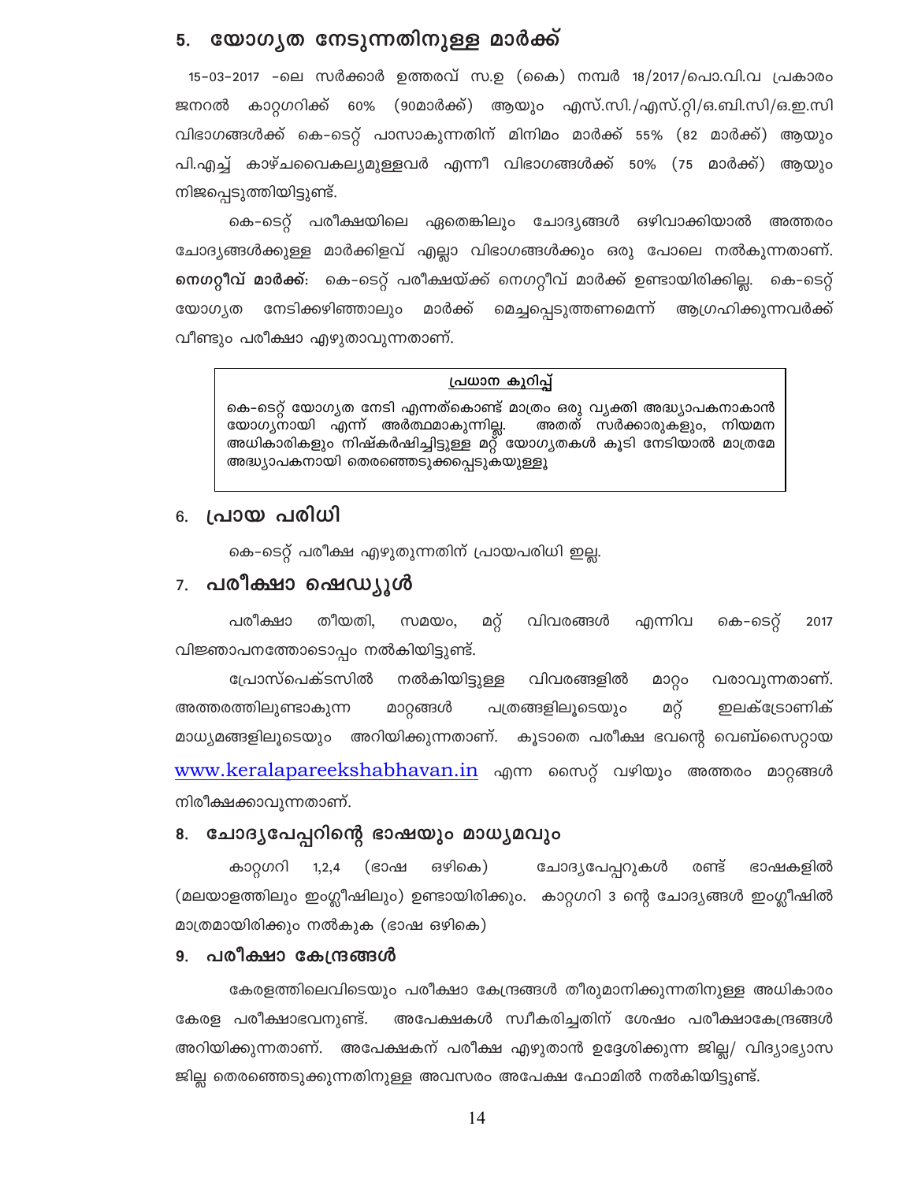## 5. യോഗ്യത നേടുന്നതിനുള്ള മാർക്ക്

15-03-2017 -ലെ സർക്കാർ ഉത്തരവ് സ.ഉ (കൈ) നമ്പർ 18/2017/പൊ.വി.വ പ്രകാരം ജനറൽ കാറ്റഗറിക്ക് 60% (90മാർക്ക്) ആയും എസ്.സി./എസ്.റ്റി/ഒ.ബി.സി/ഒ.ഇ.സി വിഭാഗങ്ങൾക്ക് കെ-ടെറ്റ് പാസാകുന്നതിന് മിനിമം മാർക്ക് 55% (82 മാർക്ക്) ആയും പി.എച്ച് കാഴ്ചവൈകല്യമുള്ളവർ എന്നീ വിഭാഗങ്ങൾക്ക് 50% (75 മാർക്ക്) ആയും നിജപ്പെടുത്തിയിട്ടുണ്ട്.

കെ-ടെറ്റ് പരീക്ഷയിലെ ഏതെങ്കിലും ചോദ്യങ്ങൾ ഒഴിവാക്കിയാൽ അത്തരം ചോദ്യങ്ങൾക്കുള്ള മാർക്കിളവ് എല്ലാ വിഭാഗങ്ങൾക്കും ഒരു പോലെ നൽകുന്നതാണ്. **നെഗറ്റീവ് മാർക്ക്:** കെ-ടെറ്റ് പരീക്ഷയ്ക്ക് നെഗറ്റീവ് മാർക്ക് ഉണ്ടായിരിക്കില്ല. കെ-ടെറ്റ് യോഗ്യത നേടിക്കഴിഞ്ഞാലും മാർക്ക് മെച്ചപ്പെടുത്തണമെന്ന് ആഗ്രഹിക്കുന്നവർക്ക് വീണ്ടും പരീക്ഷാ എഴുതാവുന്നതാണ്.

> **പ്രധാന കുറിപ്പ്**
>
> കെ-ടെറ്റ് യോഗ്യത നേടി എന്നതുകൊണ്ട് മാത്രം ഒരു വ്യക്തി അദ്ധ്യാപകനാകാൻ യോഗ്യനായി എന്ന് അർത്ഥമാകുന്നില്ല. അതത് സർക്കാരുകളും, നിയമന അധികാരികളും നിഷ്കർഷിച്ചിട്ടുള്ള മറ്റ് യോഗ്യതകൾ കൂടി നേടിയാൽ മാത്രമേ അദ്ധ്യാപകനായി തെരഞ്ഞെടുക്കപ്പെടുകയുള്ളൂ

## 6. പ്രായ പരിധി

കെ-ടെറ്റ് പരീക്ഷ എഴുതുന്നതിന് പ്രായപരിധി ഇല്ല.

## 7. പരീക്ഷാ ഷെഡ്യൂൾ

പരീക്ഷാ തീയതി, സമയം, മറ്റ് വിവരങ്ങൾ എന്നിവ കെ-ടെറ്റ് 2017 വിജ്ഞാപനത്തോടൊപ്പം നൽകിയിട്ടുണ്ട്.

പ്രോസ്പെക്ടസിൽ നൽകിയിട്ടുള്ള വിവരങ്ങളിൽ മാറ്റം വരാവുന്നതാണ്. അത്തരത്തിലുണ്ടാകുന്ന മാറ്റങ്ങൾ പത്രങ്ങളിലൂടെയും മറ്റ് ഇലക്ട്രോണിക് മാധ്യമങ്ങളിലൂടെയും അറിയിക്കുന്നതാണ്. കൂടാതെ പരീക്ഷ ഭവന്റെ വെബ്സൈറ്റായ www.keralapareekshabhavan.in എന്ന സൈറ്റ് വഴിയും അത്തരം മാറ്റങ്ങൾ നിരീക്ഷക്കാവുന്നതാണ്.

## 8. ചോദ്യപേപ്പറിന്റെ ഭാഷയും മാധ്യമവും

കാറ്റഗറി 1,2,4 (ഭാഷ ഒഴികെ) ചോദ്യപേപ്പറുകൾ രണ്ട് ഭാഷകളിൽ (മലയാളത്തിലും ഇംഗ്ലീഷിലും) ഉണ്ടായിരിക്കും. കാറ്റഗറി 3 ന്റെ ചോദ്യങ്ങൾ ഇംഗ്ലീഷിൽ മാത്രമായിരിക്കും നൽകുക (ഭാഷ ഒഴികെ)

## 9. പരീക്ഷാ കേന്ദ്രങ്ങൾ

കേരളത്തിലെവിടെയും പരീക്ഷാ കേന്ദ്രങ്ങൾ തീരുമാനിക്കുന്നതിനുള്ള അധികാരം കേരള പരീക്ഷാഭവനുണ്ട്. അപേക്ഷകൾ സ്വീകരിച്ചതിന് ശേഷം പരീക്ഷാകേന്ദ്രങ്ങൾ അറിയിക്കുന്നതാണ്. അപേക്ഷകന് പരീക്ഷ എഴുതാൻ ഉദ്ദേശിക്കുന്ന ജില്ല/ വിദ്യാഭ്യാസ ജില്ല തെരഞ്ഞെടുക്കുന്നതിനുള്ള അവസരം അപേക്ഷ ഫോമിൽ നൽകിയിട്ടുണ്ട്.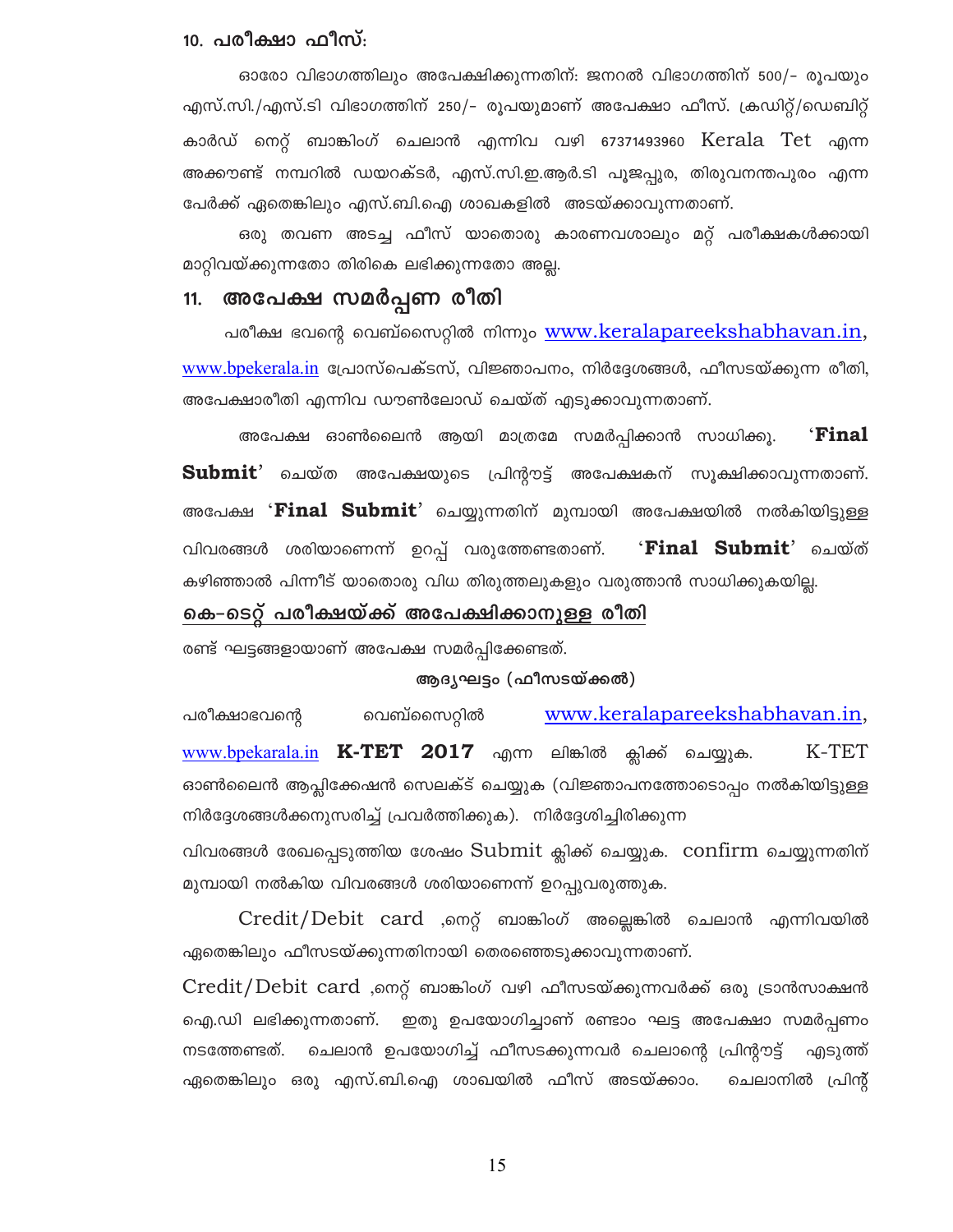## 10. പരീക്ഷാ ഫീസ്:

ഓരോ വിഭാഗത്തിലും അപേക്ഷിക്കുന്നതിന്: ജനറൽ വിഭാഗത്തിന് 500/- രൂപയും എസ്.സി./എസ്.ടി വിഭാഗത്തിന് 250/- രൂപയുമാണ് അപേക്ഷാ ഫീസ്. ക്രഡിറ്റ്/ഡെബിറ്റ് കാർഡ് നെറ്റ് ബാങ്കിംഗ് ചെലാൻ എന്നിവ വഴി 67371493960 Kerala Tet എന്ന അക്കൗണ്ട് നമ്പറിൽ ഡയറക്ടർ, എസ്.സി.ഇ.ആർ.ടി പൂജപ്പുര, തിരുവനന്തപുരം എന്ന പേർക്ക് ഏതെങ്കിലും എസ്.ബി.ഐ ശാഖകളിൽ അടയ്ക്കാവുന്നതാണ്.

ഒരു തവണ അടച്ച ഫീസ് യാതൊരു കാരണവശാലും മറ്റ് പരീക്ഷകൾക്കായി മാറ്റിവയ്ക്കുന്നതോ തിരികെ ലഭിക്കുന്നതോ അല്ല.

## 11. അപേക്ഷ സമർപ്പണ രീതി

പരീക്ഷ ഭവന്റെ വെബ്സൈറ്റിൽ നിന്നും www.keralapareekshabhavan.in, www.bpekerala.in പ്രോസ്പെക്ടസ്, വിജ്ഞാപനം, നിർദ്ദേശങ്ങൾ, ഫീസടയ്ക്കുന്ന രീതി, അപേക്ഷാരീതി എന്നിവ ഡൗൺലോഡ് ചെയ്ത് എടുക്കാവുന്നതാണ്.

അപേക്ഷ ഓൺലൈൻ ആയി മാത്രമേ സമർപ്പിക്കാൻ സാധിക്കൂ. '**Final Submit**' ചെയ്ത അപേക്ഷയുടെ പ്രിന്റൗട്ട് അപേക്ഷകന് സൂക്ഷിക്കാവുന്നതാണ്. അപേക്ഷ '**Final Submit**' ചെയ്യുന്നതിന് മുമ്പായി അപേക്ഷയിൽ നൽകിയിട്ടുള്ള വിവരങ്ങൾ ശരിയാണെന്ന് ഉറപ്പ് വരുത്തേണ്ടതാണ്. '**Final Submit**' ചെയ്ത് കഴിഞ്ഞാൽ പിന്നീട് യാതൊരു വിധ തിരുത്തലുകളും വരുത്താൻ സാധിക്കുകയില്ല.

### കെ-ടെറ്റ് പരീക്ഷയ്ക്ക് അപേക്ഷിക്കാനുള്ള രീതി

രണ്ട് ഘട്ടങ്ങളായാണ് അപേക്ഷ സമർപ്പിക്കേണ്ടത്.

**ആദ്യഘട്ടം (ഫീസടയ്ക്കൽ)**

പരീക്ഷാഭവന്റെ വെബ്സൈറ്റിൽ www.keralapareekshabhavan.in, www.bpekarala.in **K-TET 2017** എന്ന ലിങ്കിൽ ക്ലിക്ക് ചെയ്യുക. K-TET ഓൺലൈൻ ആപ്ലിക്കേഷൻ സെലക്ട് ചെയ്യുക (വിജ്ഞാപനത്തോടൊപ്പം നൽകിയിട്ടുള്ള നിർദ്ദേശങ്ങൾക്കനുസരിച്ച് പ്രവർത്തിക്കുക). നിർദ്ദേശിച്ചിരിക്കുന്ന വിവരങ്ങൾ രേഖപ്പെടുത്തിയ ശേഷം Submit ക്ലിക്ക് ചെയ്യുക. confirm ചെയ്യുന്നതിന് മുമ്പായി നൽകിയ വിവരങ്ങൾ ശരിയാണെന്ന് ഉറപ്പുവരുത്തുക.

Credit/Debit card ,നെറ്റ് ബാങ്കിംഗ് അല്ലെങ്കിൽ ചെലാൻ എന്നിവയിൽ ഏതെങ്കിലും ഫീസടയ്ക്കുന്നതിനായി തെരഞ്ഞെടുക്കാവുന്നതാണ്.

Credit/Debit card ,നെറ്റ് ബാങ്കിംഗ് വഴി ഫീസടയ്ക്കുന്നവർക്ക് ഒരു ട്രാൻസാക്ഷൻ ഐ.ഡി ലഭിക്കുന്നതാണ്. ഇതു ഉപയോഗിച്ചാണ് രണ്ടാം ഘട്ട അപേക്ഷാ സമർപ്പണം നടത്തേണ്ടത്. ചെലാൻ ഉപയോഗിച്ച് ഫീസടക്കുന്നവർ ചെലാന്റെ പ്രിന്റൗട്ട് എടുത്ത് ഏതെങ്കിലും ഒരു എസ്.ബി.ഐ ശാഖയിൽ ഫീസ് അടയ്ക്കാം. ചെലാനിൽ പ്രിന്റ്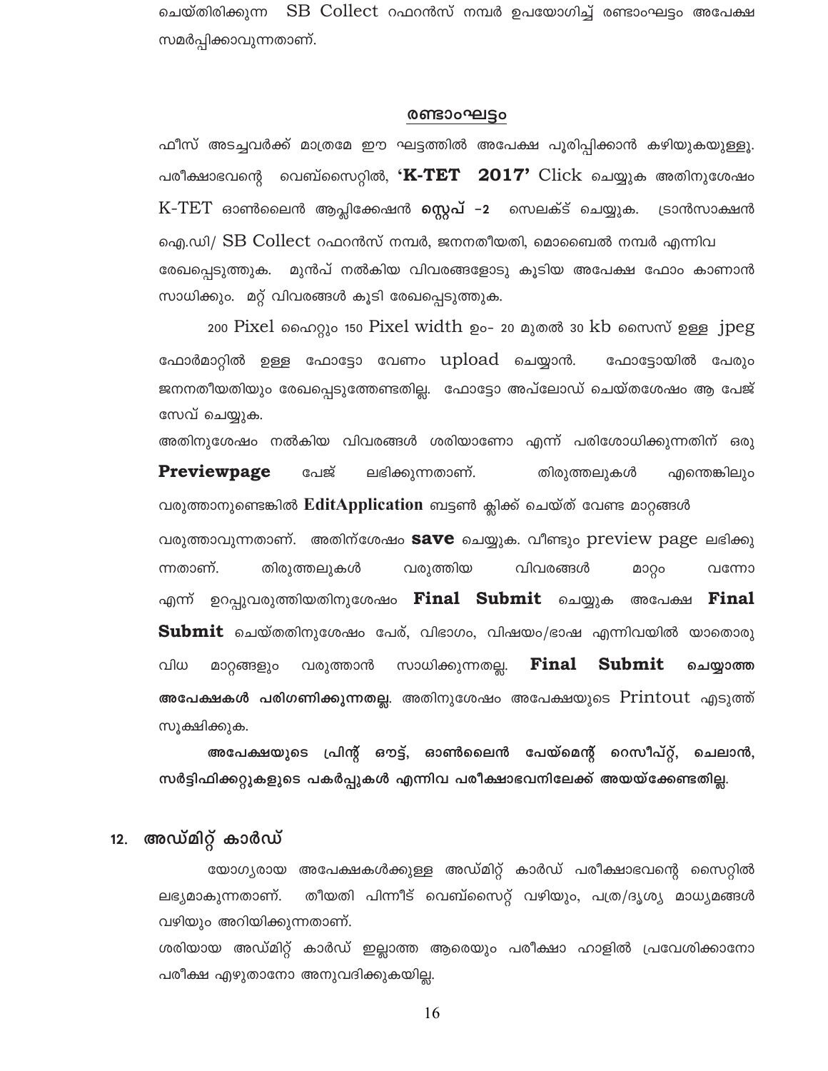ചെയ്തിരിക്കുന്ന SB Collect റഫറൻസ് നമ്പർ ഉപയോഗിച്ച് രണ്ടാംഘട്ടം അപേക്ഷ സമർപ്പിക്കാവുന്നതാണ്.

## രണ്ടാംഘട്ടം

ഫീസ് അടച്ചവർക്ക് മാത്രമേ ഈ ഘട്ടത്തിൽ അപേക്ഷ പൂരിപ്പിക്കാൻ കഴിയുകയുള്ളൂ. പരീക്ഷാഭവന്റെ വെബ്സൈറ്റിൽ, **'K-TET 2017'** Click ചെയ്യുക അതിനുശേഷം K-TET ഓൺലൈൻ ആപ്ലിക്കേഷൻ **സ്റ്റെപ് -2** സെലക്ട് ചെയ്യുക. ട്രാൻസാക്ഷൻ ഐ.ഡി/ SB Collect റഫറൻസ് നമ്പർ, ജനനതീയതി, മൊബൈൽ നമ്പർ എന്നിവ രേഖപ്പെടുത്തുക. മുൻപ് നൽകിയ വിവരങ്ങളോടു കൂടിയ അപേക്ഷ ഫോം കാണാൻ സാധിക്കും. മറ്റ് വിവരങ്ങൾ കൂടി രേഖപ്പെടുത്തുക.

200 Pixel ഹൈറ്റും 150 Pixel width ഉം- 20 മുതൽ 30 kb സൈസ് ഉള്ള jpeg ഫോർമാറ്റിൽ ഉള്ള ഫോട്ടോ വേണം upload ചെയ്യാൻ. ഫോട്ടോയിൽ പേരും ജനനതീയതിയും രേഖപ്പെടുത്തേണ്ടതില്ല. ഫോട്ടോ അപ്‌ലോഡ് ചെയ്തശേഷം ആ പേജ് സേവ് ചെയ്യുക.

അതിനുശേഷം നൽകിയ വിവരങ്ങൾ ശരിയാണോ എന്ന് പരിശോധിക്കുന്നതിന് ഒരു **Previewpage** പേജ് ലഭിക്കുന്നതാണ്. തിരുത്തലുകൾ എന്തെങ്കിലും വരുത്താനുണ്ടെങ്കിൽ **EditApplication** ബട്ടൺ ക്ലിക്ക് ചെയ്ത് വേണ്ട മാറ്റങ്ങൾ വരുത്താവുന്നതാണ്. അതിന്ശേഷം **save** ചെയ്യുക. വീണ്ടും preview page ലഭിക്കുന്നതാണ്. തിരുത്തലുകൾ വരുത്തിയ വിവരങ്ങൾ മാറ്റം വന്നോ എന്ന് ഉറപ്പുവരുത്തിയതിനുശേഷം **Final Submit** ചെയ്യുക അപേക്ഷ **Final Submit** ചെയ്തതിനുശേഷം പേര്, വിഭാഗം, വിഷയം/ഭാഷ എന്നിവയിൽ യാതൊരു വിധ മാറ്റങ്ങളും വരുത്താൻ സാധിക്കുന്നതല്ല. **Final Submit ചെയ്യാത്ത അപേക്ഷകൾ പരിഗണിക്കുന്നതല്ല**. അതിനുശേഷം അപേക്ഷയുടെ Printout എടുത്ത് സൂക്ഷിക്കുക.

**അപേക്ഷയുടെ പ്രിന്റ് ഔട്ട്, ഓൺലൈൻ പേയ്മെന്റ് റെസീപ്റ്റ്, ചെലാൻ, സർട്ടിഫിക്കറ്റുകളുടെ പകർപ്പുകൾ എന്നിവ പരീക്ഷാഭവനിലേക്ക് അയയ്ക്കേണ്ടതില്ല.**

## 12. അഡ്മിറ്റ് കാർഡ്

യോഗ്യരായ അപേക്ഷകൾക്കുള്ള അഡ്മിറ്റ് കാർഡ് പരീക്ഷാഭവന്റെ സൈറ്റിൽ ലഭ്യമാകുന്നതാണ്. തീയതി പിന്നീട് വെബ്സൈറ്റ് വഴിയും, പത്ര/ദൃശ്യ മാധ്യമങ്ങൾ വഴിയും അറിയിക്കുന്നതാണ്.

ശരിയായ അഡ്മിറ്റ് കാർഡ് ഇല്ലാത്ത ആരെയും പരീക്ഷാ ഹാളിൽ പ്രവേശിക്കാനോ പരീക്ഷ എഴുതാനോ അനുവദിക്കുകയില്ല.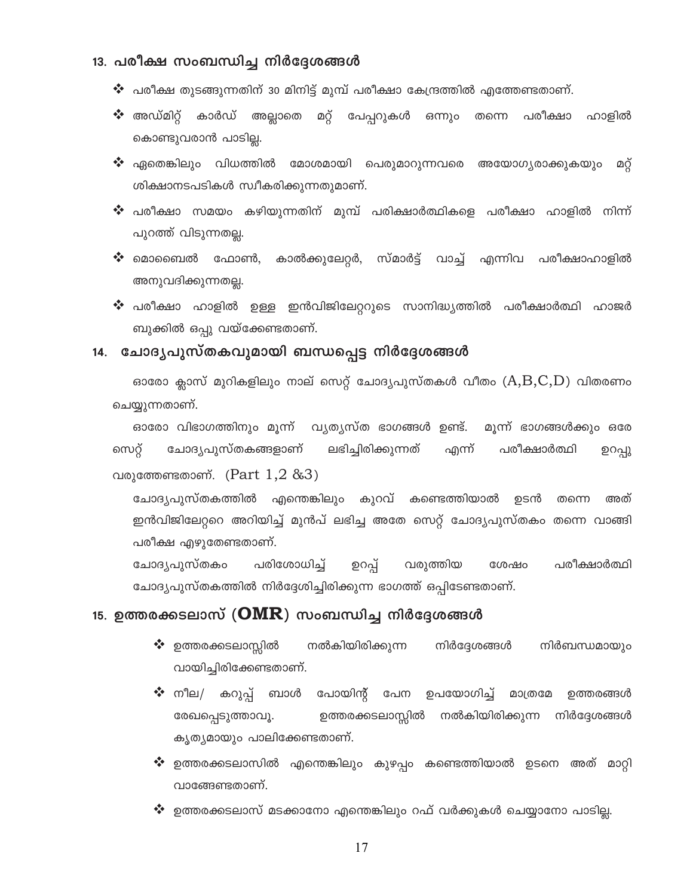## 13. പരീക്ഷ സംബന്ധിച്ച നിർദ്ദേശങ്ങൾ

- ❖ പരീക്ഷ തുടങ്ങുന്നതിന് 30 മിനിട്ട് മുമ്പ് പരീക്ഷാ കേന്ദ്രത്തിൽ എത്തേണ്ടതാണ്.
- ❖ അഡ്മിറ്റ് കാർഡ് അല്ലാതെ മറ്റ് പേപ്പറുകൾ ഒന്നും തന്നെ പരീക്ഷാ ഹാളിൽ കൊണ്ടുവരാൻ പാടില്ല.
- ❖ ഏതെങ്കിലും വിധത്തിൽ മോശമായി പെരുമാറുന്നവരെ അയോഗ്യരാക്കുകയും മറ്റ് ശിക്ഷാനടപടികൾ സ്വീകരിക്കുന്നതുമാണ്.
- ❖ പരീക്ഷാ സമയം കഴിയുന്നതിന് മുമ്പ് പരിക്ഷാർത്ഥികളെ പരീക്ഷാ ഹാളിൽ നിന്ന് പുറത്ത് വിടുന്നതല്ല.
- ❖ മൊബൈൽ ഫോൺ, കാൽക്കുലേറ്റർ, സ്മാർട്ട് വാച്ച് എന്നിവ പരീക്ഷാഹാളിൽ അനുവദിക്കുന്നതല്ല.
- ❖ പരീക്ഷാ ഹാളിൽ ഉള്ള ഇൻവിജിലേറ്ററുടെ സാനിദ്ധ്യത്തിൽ പരീക്ഷാർത്ഥി ഹാജർ ബുക്കിൽ ഒപ്പു വയ്ക്കേണ്ടതാണ്.

## 14. ചോദ്യപുസ്തകവുമായി ബന്ധപ്പെട്ട നിർദ്ദേശങ്ങൾ

ഓരോ ക്ലാസ് മുറികളിലും നാല് സെറ്റ് ചോദ്യപുസ്തകൾ വീതം (A,B,C,D) വിതരണം ചെയ്യുന്നതാണ്.

ഓരോ വിഭാഗത്തിനും മൂന്ന് വ്യത്യസ്ത ഭാഗങ്ങൾ ഉണ്ട്. മൂന്ന് ഭാഗങ്ങൾക്കും ഒരേ സെറ്റ് ചോദ്യപുസ്തകങ്ങളാണ് ലഭിച്ചിരിക്കുന്നത് എന്ന് പരീക്ഷാർത്ഥി ഉറപ്പു വരുത്തേണ്ടതാണ്. (Part 1,2 &3)

ചോദ്യപുസ്തകത്തിൽ എന്തെങ്കിലും കുറവ് കണ്ടെത്തിയാൽ ഉടൻ തന്നെ അത് ഇൻവിജിലേറ്ററെ അറിയിച്ച് മുൻപ് ലഭിച്ച അതേ സെറ്റ് ചോദ്യപുസ്തകം തന്നെ വാങ്ങി പരീക്ഷ എഴുതേണ്ടതാണ്.

ചോദ്യപുസ്തകം പരിശോധിച്ച് ഉറപ്പ് വരുത്തിയ ശേഷം പരീക്ഷാർത്ഥി ചോദ്യപുസ്തകത്തിൽ നിർദ്ദേശിച്ചിരിക്കുന്ന ഭാഗത്ത് ഒപ്പിടേണ്ടതാണ്.

## 15. ഉത്തരക്കടലാസ് (OMR) സംബന്ധിച്ച നിർദ്ദേശങ്ങൾ

- ❖ ഉത്തരക്കടലാസ്സിൽ നൽകിയിരിക്കുന്ന നിർദ്ദേശങ്ങൾ നിർബന്ധമായും വായിച്ചിരിക്കേണ്ടതാണ്.
- ❖ നീല/ കറുപ്പ് ബാൾ പോയിന്റ് പേന ഉപയോഗിച്ച് മാത്രമേ ഉത്തരങ്ങൾ രേഖപ്പെടുത്താവൂ. ഉത്തരക്കടലാസ്സിൽ നൽകിയിരിക്കുന്ന നിർദ്ദേശങ്ങൾ കൃത്യമായും പാലിക്കേണ്ടതാണ്.
- ❖ ഉത്തരക്കടലാസിൽ എന്തെങ്കിലും കുഴപ്പം കണ്ടെത്തിയാൽ ഉടനെ അത് മാറ്റി വാങ്ങേണ്ടതാണ്.
- ❖ ഉത്തരക്കടലാസ് മടക്കാനോ എന്തെങ്കിലും റഫ് വർക്കുകൾ ചെയ്യാനോ പാടില്ല.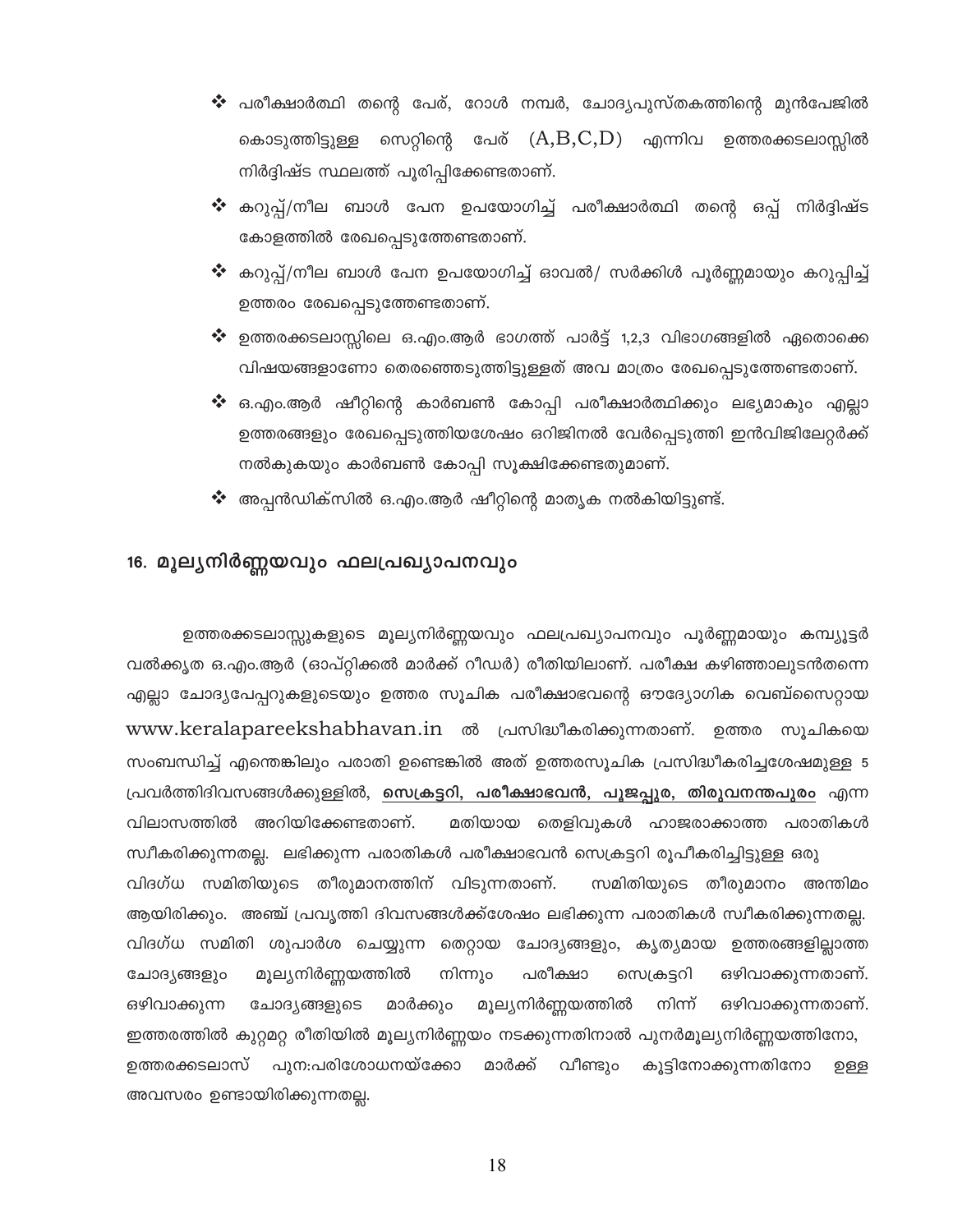- പരീക്ഷാർത്ഥി തന്റെ പേര്, റോൾ നമ്പർ, ചോദ്യപുസ്തകത്തിന്റെ മുൻപേജിൽ കൊടുത്തിട്ടുള്ള സെറ്റിന്റെ പേര് (A,B,C,D) എന്നിവ ഉത്തരക്കടലാസ്സിൽ നിർദ്ദിഷ്ട സ്ഥലത്ത് പൂരിപ്പിക്കേണ്ടതാണ്.
- കറുപ്പ്/നീല ബാൾ പേന ഉപയോഗിച്ച് പരീക്ഷാർത്ഥി തന്റെ ഒപ്പ് നിർദ്ദിഷ്ട കോളത്തിൽ രേഖപ്പെടുത്തേണ്ടതാണ്.
- കറുപ്പ്/നീല ബാൾ പേന ഉപയോഗിച്ച് ഓവൽ/ സർക്കിൾ പൂർണ്ണമായും കറുപ്പിച്ച് ഉത്തരം രേഖപ്പെടുത്തേണ്ടതാണ്.
- ഉത്തരക്കടലാസ്സിലെ ഒ.എം.ആർ ഭാഗത്ത് പാർട്ട് 1,2,3 വിഭാഗങ്ങളിൽ ഏതൊക്കെ വിഷയങ്ങളാണോ തെരഞ്ഞെടുത്തിട്ടുള്ളത് അവ മാത്രം രേഖപ്പെടുത്തേണ്ടതാണ്.
- ഒ.എം.ആർ ഷീറ്റിന്റെ കാർബൺ കോപ്പി പരീക്ഷാർത്ഥിക്കും ലഭ്യമാകും എല്ലാ ഉത്തരങ്ങളും രേഖപ്പെടുത്തിയശേഷം ഒറിജിനൽ വേർപ്പെടുത്തി ഇൻവിജിലേറ്റർക്ക് നൽകുകയും കാർബൺ കോപ്പി സൂക്ഷിക്കേണ്ടതുമാണ്.
- അപ്പൻഡിക്സിൽ ഒ.എം.ആർ ഷീറ്റിന്റെ മാതൃക നൽകിയിട്ടുണ്ട്.

## 16. മൂല്യനിർണ്ണയവും ഫലപ്രഖ്യാപനവും

ഉത്തരക്കടലാസ്സുകളുടെ മൂല്യനിർണ്ണയവും ഫലപ്രഖ്യാപനവും പൂർണ്ണമായും കമ്പ്യൂട്ടർ വൽക്കൃത ഒ.എം.ആർ (ഓപ്റ്റിക്കൽ മാർക്ക് റീഡർ) രീതിയിലാണ്. പരീക്ഷ കഴിഞ്ഞാലുടൻതന്നെ എല്ലാ ചോദ്യപേപ്പറുകളുടെയും ഉത്തര സൂചിക പരീക്ഷാഭവന്റെ ഔദ്യോഗിക വെബ്സൈറ്റായ www.keralapareekshabhavan.in ൽ പ്രസിദ്ധീകരിക്കുന്നതാണ്. ഉത്തര സൂചികയെ സംബന്ധിച്ച് എന്തെങ്കിലും പരാതി ഉണ്ടെങ്കിൽ അത് ഉത്തരസൂചിക പ്രസിദ്ധീകരിച്ചശേഷമുള്ള 5 പ്രവർത്തിദിവസങ്ങൾക്കുള്ളിൽ, **<u>സെക്രട്ടറി, പരീക്ഷാഭവൻ, പൂജപ്പുര, തിരുവനന്തപുരം</u>** എന്ന വിലാസത്തിൽ അറിയിക്കേണ്ടതാണ്. മതിയായ തെളിവുകൾ ഹാജരാക്കാത്ത പരാതികൾ സ്വീകരിക്കുന്നതല്ല. ലഭിക്കുന്ന പരാതികൾ പരീക്ഷാഭവൻ സെക്രട്ടറി രൂപീകരിച്ചിട്ടുള്ള ഒരു വിദഗ്ധ സമിതിയുടെ തീരുമാനത്തിന് വിടുന്നതാണ്. സമിതിയുടെ തീരുമാനം അന്തിമം ആയിരിക്കും. അഞ്ച് പ്രവൃത്തി ദിവസങ്ങൾക്ക്ശേഷം ലഭിക്കുന്ന പരാതികൾ സ്വീകരിക്കുന്നതല്ല. വിദഗ്ധ സമിതി ശുപാർശ ചെയ്യുന്ന തെറ്റായ ചോദ്യങ്ങളും, കൃത്യമായ ഉത്തരങ്ങളില്ലാത്ത ചോദ്യങ്ങളും മൂല്യനിർണ്ണയത്തിൽ നിന്നും പരീക്ഷാ സെക്രട്ടറി ഒഴിവാക്കുന്നതാണ്. ഒഴിവാക്കുന്ന ചോദ്യങ്ങളുടെ മാർക്കും മൂല്യനിർണ്ണയത്തിൽ നിന്ന് ഒഴിവാക്കുന്നതാണ്. ഇത്തരത്തിൽ കുറ്റമറ്റ രീതിയിൽ മൂല്യനിർണ്ണയം നടക്കുന്നതിനാൽ പുനർമൂല്യനിർണ്ണയത്തിനോ, ഉത്തരക്കടലാസ് പുനഃപരിശോധനയ്ക്കോ മാർക്ക് വീണ്ടും കൂട്ടിനോക്കുന്നതിനോ ഉള്ള അവസരം ഉണ്ടായിരിക്കുന്നതല്ല.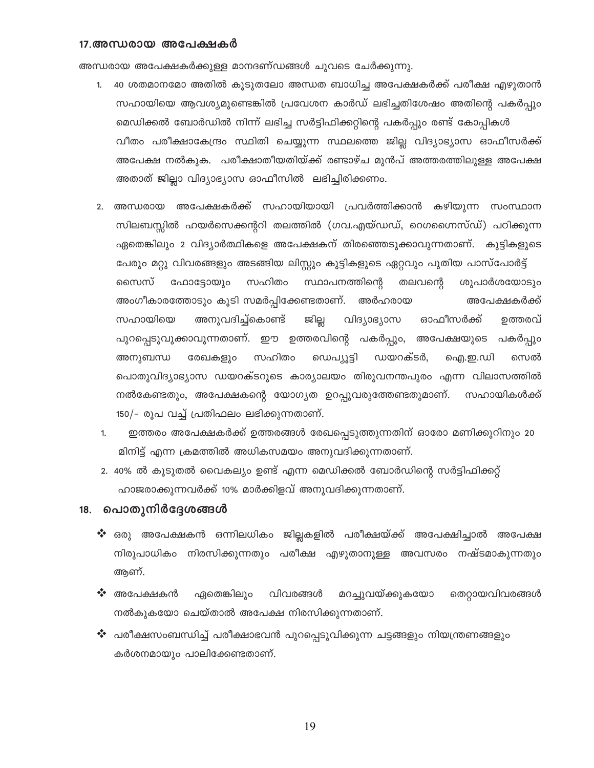### 17.അന്ധരായ അപേക്ഷകർ

അന്ധരായ അപേക്ഷകർക്കുള്ള മാനദണ്ഡങ്ങൾ ചുവടെ ചേർക്കുന്നു.

1. 40 ശതമാനമോ അതിൽ കൂടുതലോ അന്ധത ബാധിച്ച അപേക്ഷകർക്ക് പരീക്ഷ എഴുതാൻ സഹായിയെ ആവശ്യമുണ്ടെങ്കിൽ പ്രവേശന കാർഡ് ലഭിച്ചതിശേഷം അതിന്റെ പകർപ്പും മെഡിക്കൽ ബോർഡിൽ നിന്ന് ലഭിച്ച സർട്ടിഫിക്കറ്റിന്റെ പകർപ്പും രണ്ട് കോപ്പികൾ വീതം പരീക്ഷാകേന്ദ്രം സ്ഥിതി ചെയ്യുന്ന സ്ഥലത്തെ ജില്ല വിദ്യാഭ്യാസ ഓഫീസർക്ക് അപേക്ഷ നൽകുക. പരീക്ഷാതീയതിയ്ക്ക് രണ്ടാഴ്ച മുൻപ് അത്തരത്തിലുള്ള അപേക്ഷ അതാത് ജില്ലാ വിദ്യാഭ്യാസ ഓഫീസിൽ ലഭിച്ചിരിക്കണം.

2. അന്ധരായ അപേക്ഷകർക്ക് സഹായിയായി പ്രവർത്തിക്കാൻ കഴിയുന്ന സംസ്ഥാന സിലബസ്സിൽ ഹയർസെക്കന്ററി തലത്തിൽ (ഗവ.എയ്ഡഡ്, റെഗൈസ്ഡ്) പഠിക്കുന്ന ഏതെങ്കിലും 2 വിദ്യാർത്ഥികളെ അപേക്ഷകന് തിരഞ്ഞെടുക്കാവുന്നതാണ്. കുട്ടികളുടെ പേരും മറ്റു വിവരങ്ങളും അടങ്ങിയ ലിസ്റ്റും കുട്ടികളുടെ ഏറ്റവും പുതിയ പാസ്പോർട്ട് സൈസ് ഫോട്ടോയും സഹിതം സ്ഥാപനത്തിന്റെ തലവന്റെ ശുപാർശയോടും അംഗീകാരത്തോടും കൂടി സമർപ്പിക്കേണ്ടതാണ്. അർഹരായ അപേക്ഷകർക്ക് സഹായിയെ അനുവദിച്ച്കൊണ്ട് ജില്ല വിദ്യാഭ്യാസ ഓഫീസർക്ക് ഉത്തരവ് പുറപ്പെടുവുക്കാവുന്നതാണ്. ഈ ഉത്തരവിന്റെ പകർപ്പും, അപേക്ഷയുടെ പകർപ്പും അനുബന്ധ രേഖകളും സഹിതം ഡെപ്യൂട്ടി ഡയറക്ടർ, ഐ.ഇ.ഡി സെൽ പൊതുവിദ്യാഭ്യാസ ഡയറക്ടറുടെ കാര്യാലയം തിരുവനന്തപുരം എന്ന വിലാസത്തിൽ നൽകേണ്ടതും, അപേക്ഷകന്റെ യോഗ്യത ഉറപ്പുവരുത്തേണ്ടതുമാണ്. സഹായികൾക്ക് 150/- രൂപ വച്ച് പ്രതിഫലം ലഭിക്കുന്നതാണ്.

1. ഇത്തരം അപേക്ഷകർക്ക് ഉത്തരങ്ങൾ രേഖപ്പെടുത്തുന്നതിന് ഓരോ മണിക്കൂറിനും 20 മിനിട്ട് എന്ന ക്രമത്തിൽ അധികസമയം അനുവദിക്കുന്നതാണ്.
2. 40% ൽ കൂടുതൽ വൈകല്യം ഉണ്ട് എന്ന മെഡിക്കൽ ബോർഡിന്റെ സർട്ടിഫിക്കറ്റ് ഹാജരാക്കുന്നവർക്ക് 10% മാർക്കിളവ് അനുവദിക്കുന്നതാണ്.

### 18. പൊതുനിർദ്ദേശങ്ങൾ

- ഒരു അപേക്ഷകൻ ഒന്നിലധികം ജില്ലകളിൽ പരീക്ഷയ്ക്ക് അപേക്ഷിച്ചാൽ അപേക്ഷ നിരുപാധികം നിരസിക്കുന്നതും പരീക്ഷ എഴുതാനുള്ള അവസരം നഷ്ടമാകുന്നതും ആണ്.
- അപേക്ഷകൻ ഏതെങ്കിലും വിവരങ്ങൾ മറച്ചുവയ്ക്കുകയോ തെറ്റായവിവരങ്ങൾ നൽകുകയോ ചെയ്താൽ അപേക്ഷ നിരസിക്കുന്നതാണ്.
- പരീക്ഷസംബന്ധിച്ച് പരീക്ഷാഭവൻ പുറപ്പെടുവിക്കുന്ന ചട്ടങ്ങളും നിയന്ത്രണങ്ങളും കർശനമായും പാലിക്കേണ്ടതാണ്.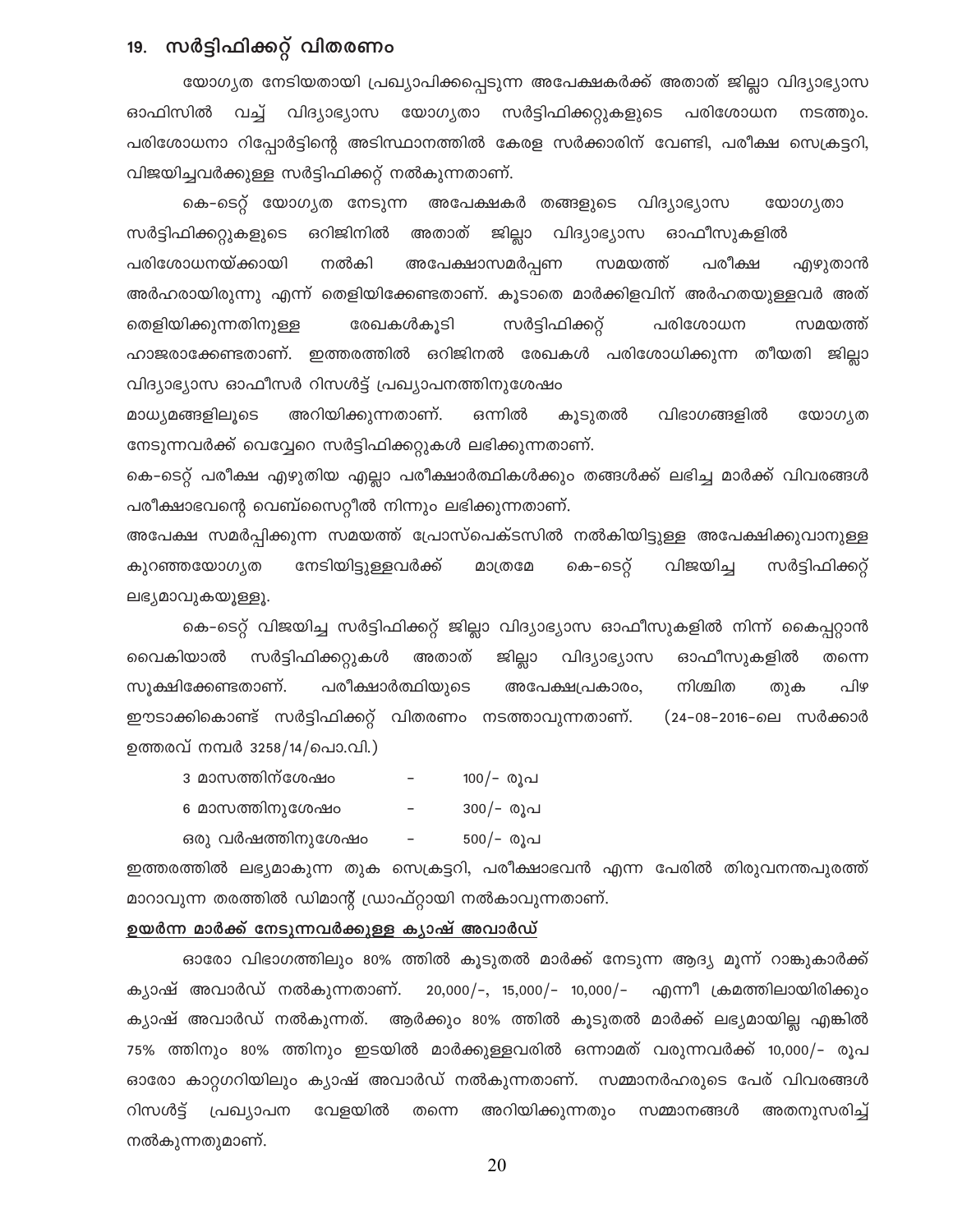## 19. സർട്ടിഫിക്കറ്റ് വിതരണം

യോഗ്യത നേടിയതായി പ്രഖ്യാപിക്കപ്പെടുന്ന അപേക്ഷകർക്ക് അതാത് ജില്ലാ വിദ്യാഭ്യാസ ഓഫിസിൽ വച്ച് വിദ്യാഭ്യാസ യോഗ്യതാ സർട്ടിഫിക്കറ്റുകളുടെ പരിശോധന നടത്തും. പരിശോധനാ റിപ്പോർട്ടിന്റെ അടിസ്ഥാനത്തിൽ കേരള സർക്കാരിന് വേണ്ടി, പരീക്ഷ സെക്രട്ടറി, വിജയിച്ചവർക്കുള്ള സർട്ടിഫിക്കറ്റ് നൽകുന്നതാണ്.

കെ-ടെറ്റ് യോഗ്യത നേടുന്ന അപേക്ഷകർ തങ്ങളുടെ വിദ്യാഭ്യാസ യോഗ്യതാ സർട്ടിഫിക്കറ്റുകളുടെ ഒറിജിനിൽ അതാത് ജില്ലാ വിദ്യാഭ്യാസ ഓഫീസുകളിൽ പരിശോധനയ്ക്കായി നൽകി അപേക്ഷാസമർപ്പണ സമയത്ത് പരീക്ഷ എഴുതാൻ അർഹരായിരുന്നു എന്ന് തെളിയിക്കേണ്ടതാണ്. കൂടാതെ മാർക്കിളവിന് അർഹതയുള്ളവർ അത് തെളിയിക്കുന്നതിനുള്ള രേഖകൾകൂടി സർട്ടിഫിക്കറ്റ് പരിശോധന സമയത്ത് ഹാജരാക്കേണ്ടതാണ്. ഇത്തരത്തിൽ ഒറിജിനൽ രേഖകൾ പരിശോധിക്കുന്ന തീയതി ജില്ലാ വിദ്യാഭ്യാസ ഓഫീസർ റിസൾട്ട് പ്രഖ്യാപനത്തിനുശേഷം മാധ്യമങ്ങളിലൂടെ അറിയിക്കുന്നതാണ്. ഒന്നിൽ കൂടുതൽ വിഭാഗങ്ങളിൽ യോഗ്യത നേടുന്നവർക്ക് വെവ്വേറെ സർട്ടിഫിക്കറ്റുകൾ ലഭിക്കുന്നതാണ്.

കെ-ടെറ്റ് പരീക്ഷ എഴുതിയ എല്ലാ പരീക്ഷാർത്ഥികൾക്കും തങ്ങൾക്ക് ലഭിച്ച മാർക്ക് വിവരങ്ങൾ പരീക്ഷാഭവന്റെ വെബ്സൈറ്റിൽ നിന്നും ലഭിക്കുന്നതാണ്.

അപേക്ഷ സമർപ്പിക്കുന്ന സമയത്ത് പ്രോസ്പെക്ടസിൽ നൽകിയിട്ടുള്ള അപേക്ഷിക്കുവാനുള്ള കുറഞ്ഞയോഗ്യത നേടിയിട്ടുള്ളവർക്ക് മാത്രമേ കെ-ടെറ്റ് വിജയിച്ച സർട്ടിഫിക്കറ്റ് ലഭ്യമാവുകയുള്ളൂ.

കെ-ടെറ്റ് വിജയിച്ച സർട്ടിഫിക്കറ്റ് ജില്ലാ വിദ്യാഭ്യാസ ഓഫീസുകളിൽ നിന്ന് കൈപ്പറ്റാൻ വൈകിയാൽ സർട്ടിഫിക്കറ്റുകൾ അതാത് ജില്ലാ വിദ്യാഭ്യാസ ഓഫീസുകളിൽ തന്നെ സൂക്ഷിക്കേണ്ടതാണ്. പരീക്ഷാർത്ഥിയുടെ അപേക്ഷപ്രകാരം, നിശ്ചിത തുക പിഴ ഈടാക്കികൊണ്ട് സർട്ടിഫിക്കറ്റ് വിതരണം നടത്താവുന്നതാണ്. (24-08-2016-ലെ സർക്കാർ ഉത്തരവ് നമ്പർ 3258/14/പൊ.വി.)

| | | |
|---|---|---|
| 3 മാസത്തിന്ശേഷം | - | 100/- രൂപ |
| 6 മാസത്തിനുശേഷം | - | 300/- രൂപ |
| ഒരു വർഷത്തിനുശേഷം | - | 500/- രൂപ |

ഇത്തരത്തിൽ ലഭ്യമാകുന്ന തുക സെക്രട്ടറി, പരീക്ഷാഭവൻ എന്ന പേരിൽ തിരുവനന്തപുരത്ത് മാറാവുന്ന തരത്തിൽ ഡിമാന്റ് ഡ്രാഫ്റ്റായി നൽകാവുന്നതാണ്.

**ഉയർന്ന മാർക്ക് നേടുന്നവർക്കുള്ള ക്യാഷ് അവാർഡ്**

ഓരോ വിഭാഗത്തിലും 80% ത്തിൽ കൂടുതൽ മാർക്ക് നേടുന്ന ആദ്യ മൂന്ന് റാങ്കുകാർക്ക് ക്യാഷ് അവാർഡ് നൽകുന്നതാണ്. 20,000/-, 15,000/- 10,000/- എന്നീ ക്രമത്തിലായിരിക്കും ക്യാഷ് അവാർഡ് നൽകുന്നത്. ആർക്കും 80% ത്തിൽ കൂടുതൽ മാർക്ക് ലഭ്യമായില്ല എങ്കിൽ 75% ത്തിനും 80% ത്തിനും ഇടയിൽ മാർക്കുള്ളവരിൽ ഒന്നാമത് വരുന്നവർക്ക് 10,000/- രൂപ ഓരോ കാറ്റഗറിയിലും ക്യാഷ് അവാർഡ് നൽകുന്നതാണ്. സമ്മാനർഹരുടെ പേര് വിവരങ്ങൾ റിസൾട്ട് പ്രഖ്യാപന വേളയിൽ തന്നെ അറിയിക്കുന്നതും സമ്മാനങ്ങൾ അതനുസരിച്ച് നൽകുന്നതുമാണ്.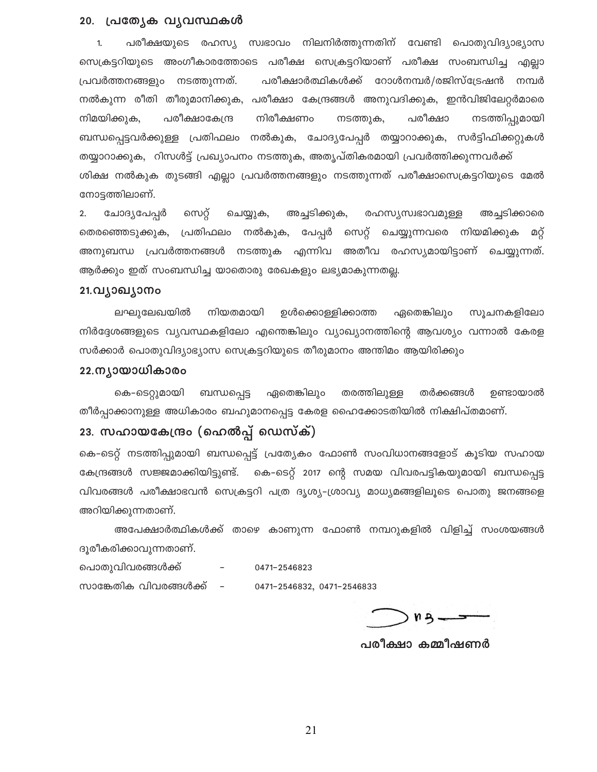## 20. പ്രത്യേക വ്യവസ്ഥകൾ

1. പരീക്ഷയുടെ രഹസ്യ സ്വഭാവം നിലനിർത്തുന്നതിന് വേണ്ടി പൊതുവിദ്യാഭ്യാസ സെക്രട്ടറിയുടെ അംഗീകാരത്തോടെ പരീക്ഷ സെക്രട്ടറിയാണ് പരീക്ഷ സംബന്ധിച്ച എല്ലാ പ്രവർത്തനങ്ങളും നടത്തുന്നത്. പരീക്ഷാർത്ഥികൾക്ക് റോൾനമ്പർ/രജിസ്ട്രേഷൻ നമ്പർ നൽകുന്ന രീതി തീരുമാനിക്കുക, പരീക്ഷാ കേന്ദ്രങ്ങൾ അനുവദിക്കുക, ഇൻവിജിലേറ്റർമാരെ നിമയിക്കുക, പരീക്ഷാകേന്ദ്ര നിരീക്ഷണം നടത്തുക, പരീക്ഷാ നടത്തിപ്പുമായി ബന്ധപ്പെട്ടവർക്കുള്ള പ്രതിഫലം നൽകുക, ചോദ്യപേപ്പർ തയ്യാറാക്കുക, സർട്ടിഫിക്കറ്റുകൾ തയ്യാറാക്കുക, റിസൾട്ട് പ്രഖ്യാപനം നടത്തുക, അതൃപ്തികരമായി പ്രവർത്തിക്കുന്നവർക്ക് ശിക്ഷ നൽകുക തുടങ്ങി എല്ലാ പ്രവർത്തനങ്ങളും നടത്തുന്നത് പരീക്ഷാസെക്രട്ടറിയുടെ മേൽ നോട്ടത്തിലാണ്.
2. ചോദ്യപേപ്പർ സെറ്റ് ചെയ്യുക, അച്ചടിക്കുക, രഹസ്യസ്വഭാവമുള്ള അച്ചടിക്കാരെ തെരഞ്ഞെടുക്കുക, പ്രതിഫലം നൽകുക, പേപ്പർ സെറ്റ് ചെയ്യുന്നവരെ നിയമിക്കുക മറ്റ് അനുബന്ധ പ്രവർത്തനങ്ങൾ നടത്തുക എന്നിവ അതീവ രഹസ്യമായിട്ടാണ് ചെയ്യുന്നത്. ആർക്കും ഇത് സംബന്ധിച്ച യാതൊരു രേഖകളും ലഭ്യമാകുന്നതല്ല.

## 21.വ്യാഖ്യാനം

ലഘുലേഖയിൽ നിയതമായി ഉൾക്കൊള്ളിക്കാത്ത ഏതെങ്കിലും സൂചനകളിലോ നിർദ്ദേശങ്ങളുടെ വ്യവസ്ഥകളിലോ എന്തെങ്കിലും വ്യാഖ്യാനത്തിന്റെ ആവശ്യം വന്നാൽ കേരള സർക്കാർ പൊതുവിദ്യാഭ്യാസ സെക്രട്ടറിയുടെ തീരുമാനം അന്തിമം ആയിരിക്കും

## 22.ന്യായാധികാരം

കെ-ടെറ്റുമായി ബന്ധപ്പെട്ട ഏതെങ്കിലും തരത്തിലുള്ള തർക്കങ്ങൾ ഉണ്ടായാൽ തീർപ്പാക്കാനുള്ള അധികാരം ബഹുമാനപ്പെട്ട കേരള ഹൈക്കോടതിയിൽ നിക്ഷിപ്തമാണ്.

## 23. സഹായകേന്ദ്രം (ഹെൽപ്പ് ഡെസ്ക്)

കെ-ടെറ്റ് നടത്തിപ്പുമായി ബന്ധപ്പെട്ട് പ്രത്യേകം ഫോൺ സംവിധാനങ്ങളോട് കൂടിയ സഹായ കേന്ദ്രങ്ങൾ സജ്ജമാക്കിയിട്ടുണ്ട്. കെ-ടെറ്റ് 2017 ന്റെ സമയ വിവരപട്ടികയുമായി ബന്ധപ്പെട്ട വിവരങ്ങൾ പരീക്ഷാഭവൻ സെക്രട്ടറി പത്ര ദൃശ്യ-ശ്രാവ്യ മാധ്യമങ്ങളിലൂടെ പൊതു ജനങ്ങളെ അറിയിക്കുന്നതാണ്.

അപേക്ഷാർത്ഥികൾക്ക് താഴെ കാണുന്ന ഫോൺ നമ്പറുകളിൽ വിളിച്ച് സംശയങ്ങൾ ദൂരീകരിക്കാവുന്നതാണ്.

പൊതുവിവരങ്ങൾക്ക് - 0471-2546823

സാങ്കേതിക വിവരങ്ങൾക്ക് - 0471-2546832, 0471-2546833

പരീക്ഷാ കമ്മീഷണർ